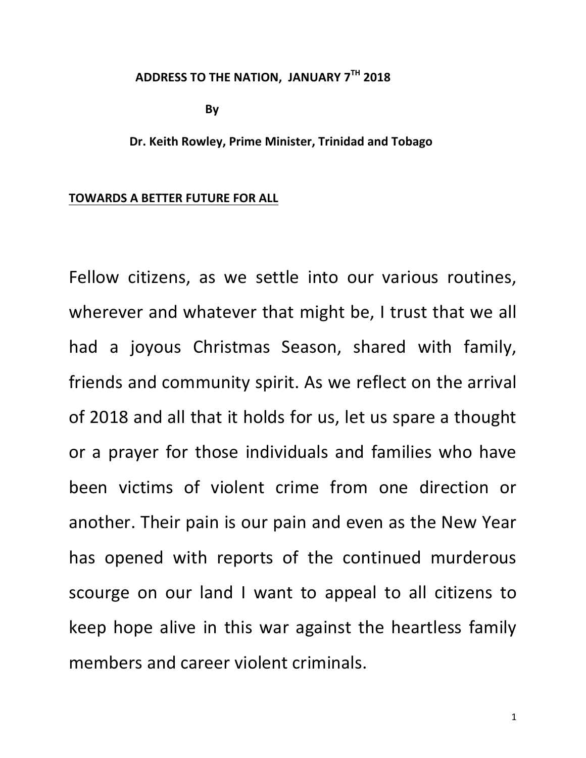**ADDRESS TO THE NATION, JANUARY 7TH 2018**

**By**

**Dr. Keith Rowley, Prime Minister, Trinidad and Tobago**

**TOWARDS A BETTER FUTURE FOR ALL**

Fellow citizens, as we settle into our various routines, wherever and whatever that might be, I trust that we all had a joyous Christmas Season, shared with family, friends and community spirit. As we reflect on the arrival of 2018 and all that it holds for us, let us spare a thought or a prayer for those individuals and families who have been victims of violent crime from one direction or another. Their pain is our pain and even as the New Year has opened with reports of the continued murderous scourge on our land I want to appeal to all citizens to keep hope alive in this war against the heartless family members and career violent criminals.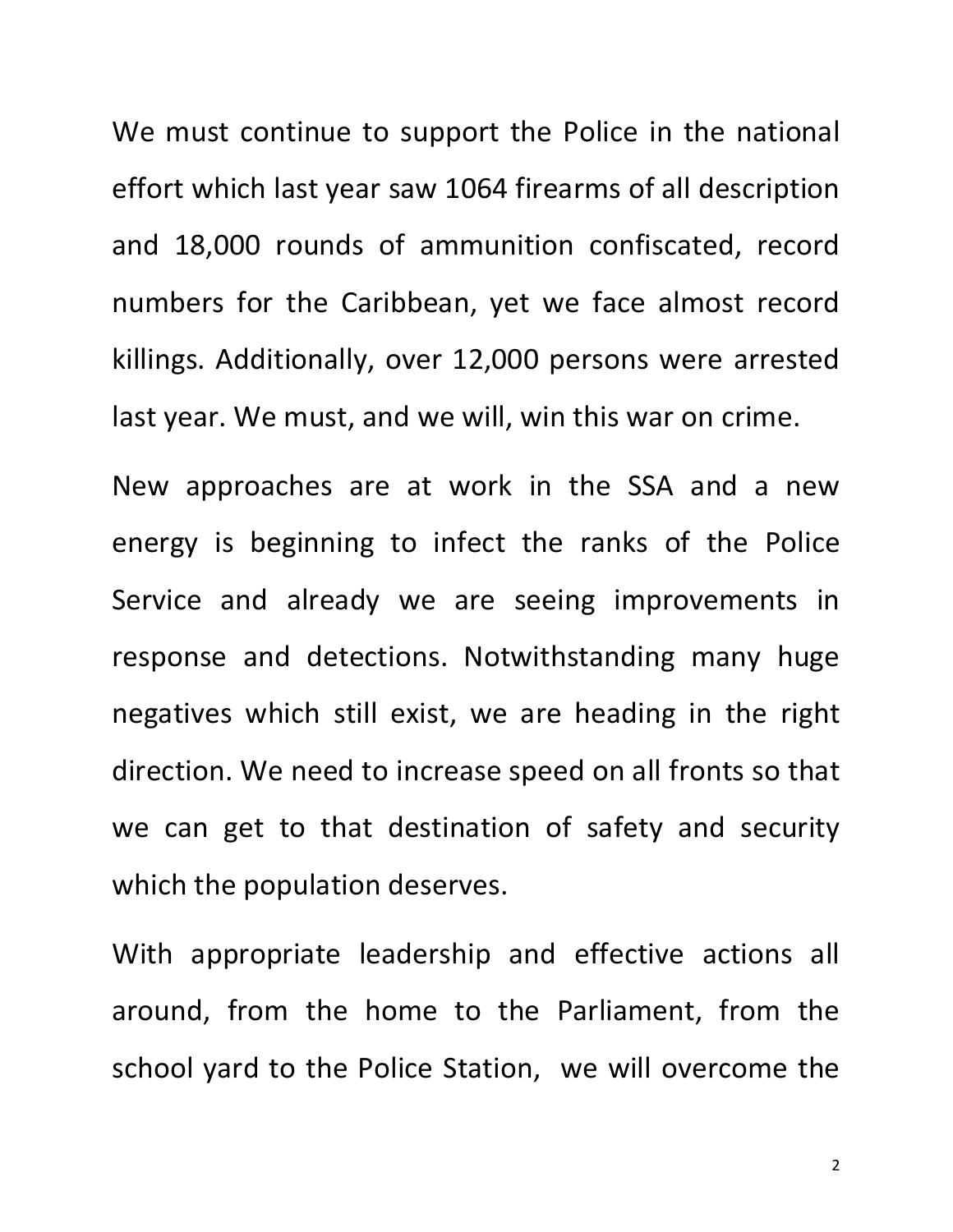We must continue to support the Police in the national effort which last year saw 1064 firearms of all description and 18,000 rounds of ammunition confiscated, record numbers for the Caribbean, yet we face almost record killings. Additionally, over 12,000 persons were arrested last year. We must, and we will, win this war on crime.

New approaches are at work in the SSA and a new energy is beginning to infect the ranks of the Police Service and already we are seeing improvements in response and detections. Notwithstanding many huge negatives which still exist, we are heading in the right direction. We need to increase speed on all fronts so that we can get to that destination of safety and security which the population deserves.

With appropriate leadership and effective actions all around, from the home to the Parliament, from the school yard to the Police Station, we will overcome the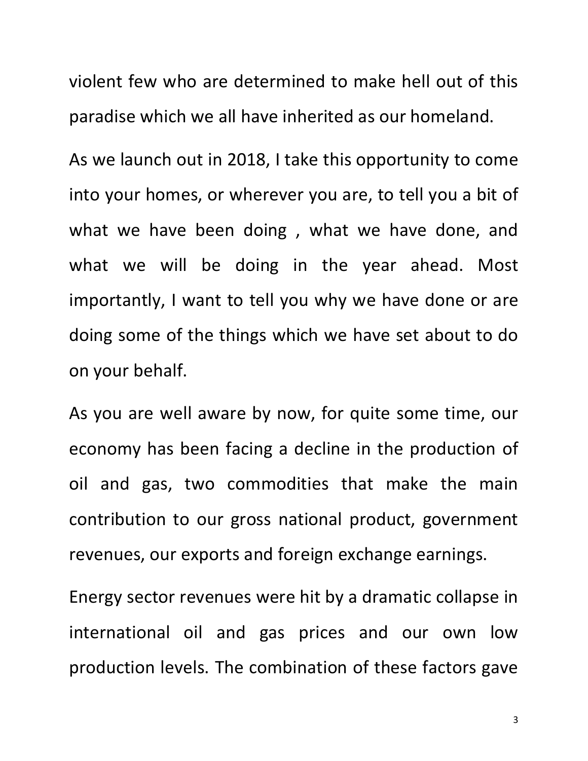violent few who are determined to make hell out of this paradise which we all have inherited as our homeland.

As we launch out in 2018, I take this opportunity to come into your homes, or wherever you are, to tell you a bit of what we have been doing , what we have done, and what we will be doing in the year ahead. Most importantly, I want to tell you why we have done or are doing some of the things which we have set about to do on your behalf.

As you are well aware by now, for quite some time, our economy has been facing a decline in the production of oil and gas, two commodities that make the main contribution to our gross national product, government revenues, our exports and foreign exchange earnings.

Energy sector revenues were hit by a dramatic collapse in international oil and gas prices and our own low production levels. The combination of these factors gave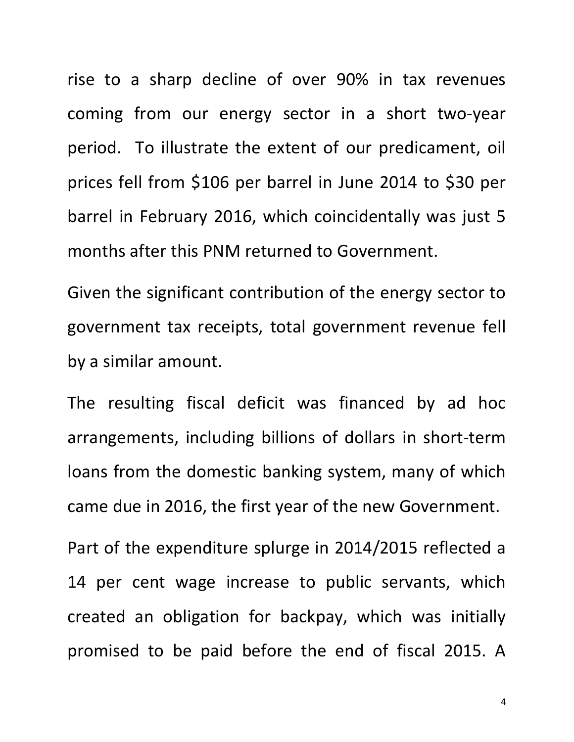rise to a sharp decline of over 90% in tax revenues coming from our energy sector in a short two-year period. To illustrate the extent of our predicament, oil prices fell from $106 per barrel in June 2014 to $30 per barrel in February 2016, which coincidentally was just 5 months after this PNM returned to Government.

Given the significant contribution of the energy sector to government tax receipts, total government revenue fell by a similar amount.

The resulting fiscal deficit was financed by ad hoc arrangements, including billions of dollars in short-term loans from the domestic banking system, many of which came due in 2016, the first year of the new Government.

Part of the expenditure splurge in 2014/2015 reflected a 14 per cent wage increase to public servants, which created an obligation for backpay, which was initially promised to be paid before the end of fiscal 2015. A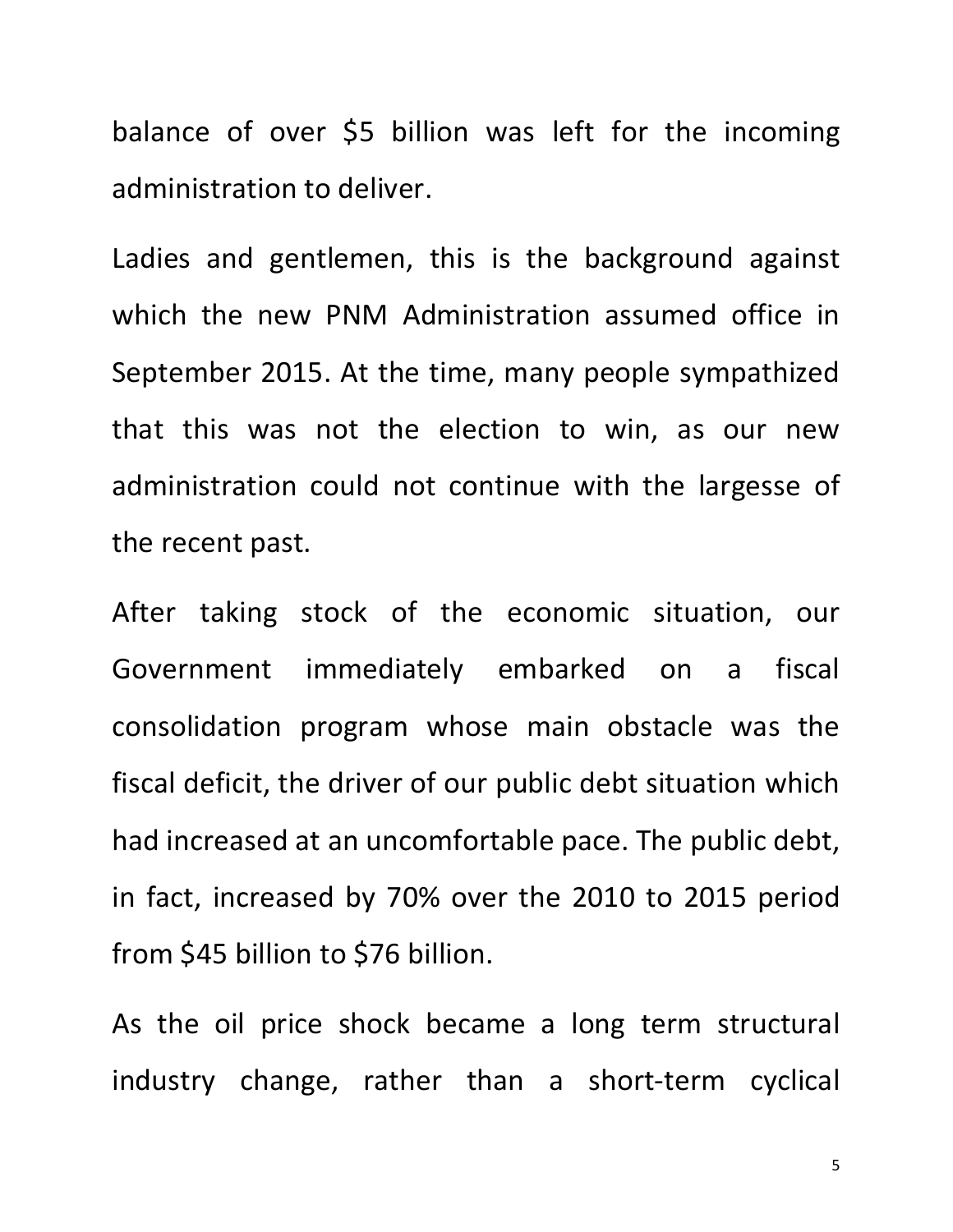balance of over $5 billion was left for the incoming administration to deliver.

Ladies and gentlemen, this is the background against which the new PNM Administration assumed office in September 2015. At the time, many people sympathized that this was not the election to win, as our new administration could not continue with the largesse of the recent past.

After taking stock of the economic situation, our Government immediately embarked on a fiscal consolidation program whose main obstacle was the fiscal deficit, the driver of our public debt situation which had increased at an uncomfortable pace. The public debt, in fact, increased by 70% over the 2010 to 2015 period from $45 billion to $76 billion.

As the oil price shock became a long term structural industry change, rather than a short-term cyclical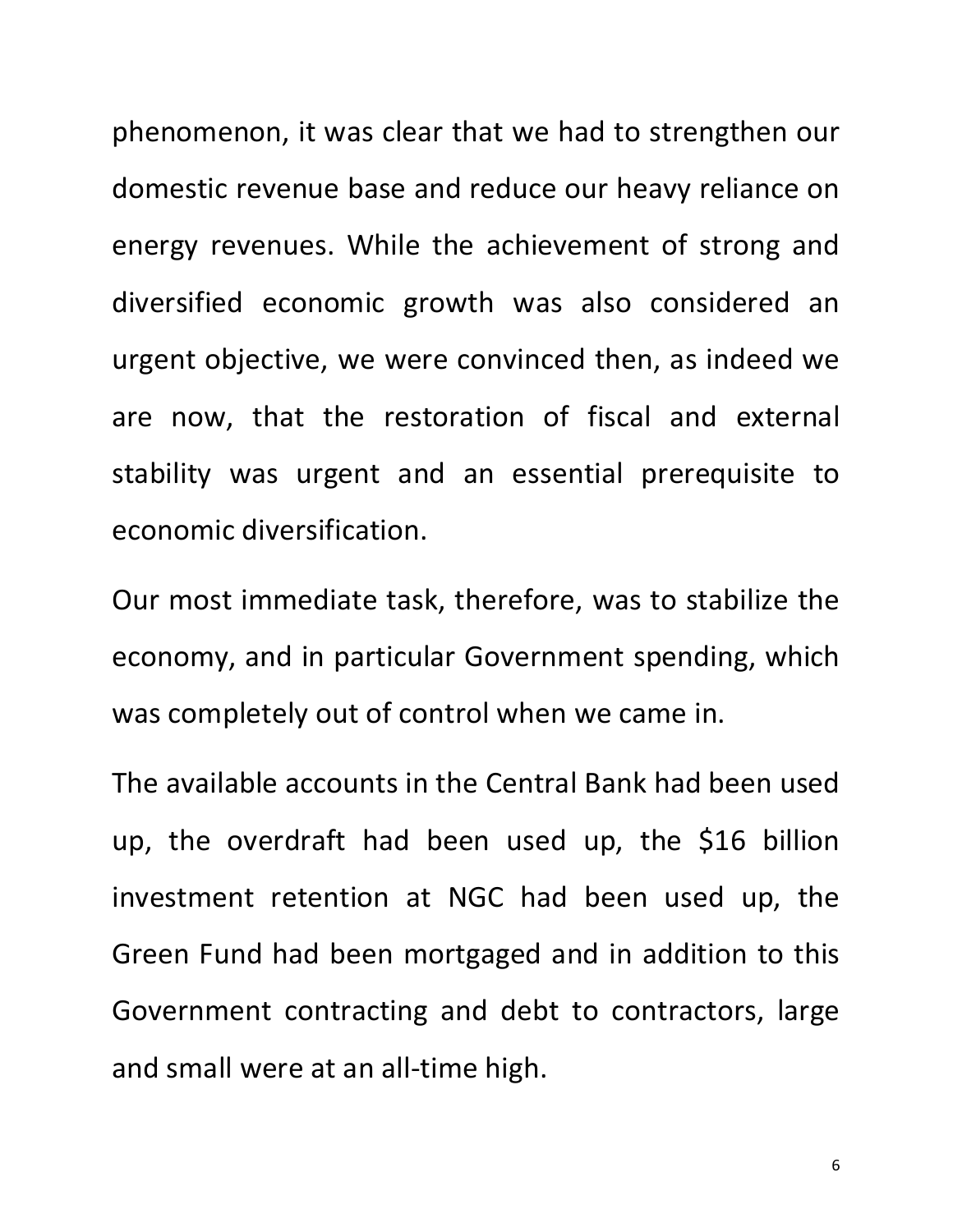phenomenon, it was clear that we had to strengthen our domestic revenue base and reduce our heavy reliance on energy revenues. While the achievement of strong and diversified economic growth was also considered an urgent objective, we were convinced then, as indeed we are now, that the restoration of fiscal and external stability was urgent and an essential prerequisite to economic diversification.

Our most immediate task, therefore, was to stabilize the economy, and in particular Government spending, which was completely out of control when we came in.

The available accounts in the Central Bank had been used up, the overdraft had been used up, the $16 billion investment retention at NGC had been used up, the Green Fund had been mortgaged and in addition to this Government contracting and debt to contractors, large and small were at an all-time high.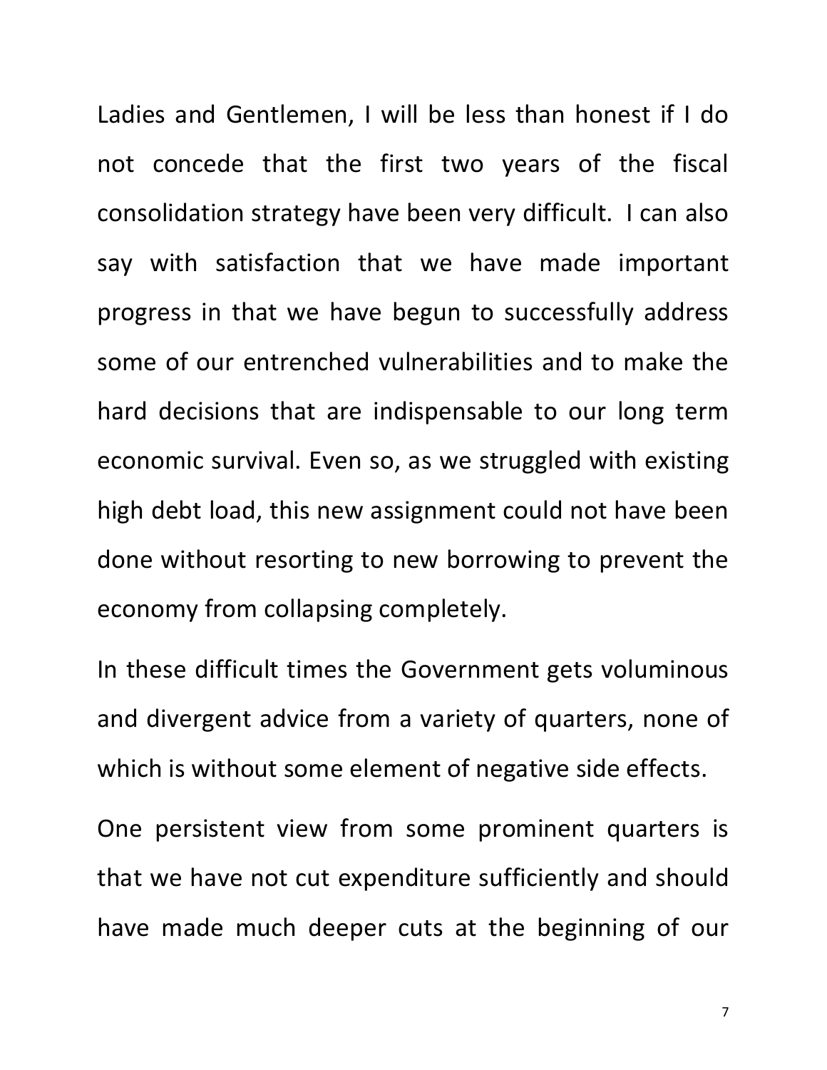Ladies and Gentlemen, I will be less than honest if I do not concede that the first two years of the fiscal consolidation strategy have been very difficult. I can also say with satisfaction that we have made important progress in that we have begun to successfully address some of our entrenched vulnerabilities and to make the hard decisions that are indispensable to our long term economic survival. Even so, as we struggled with existing high debt load, this new assignment could not have been done without resorting to new borrowing to prevent the economy from collapsing completely.

In these difficult times the Government gets voluminous and divergent advice from a variety of quarters, none of which is without some element of negative side effects.

One persistent view from some prominent quarters is that we have not cut expenditure sufficiently and should have made much deeper cuts at the beginning of our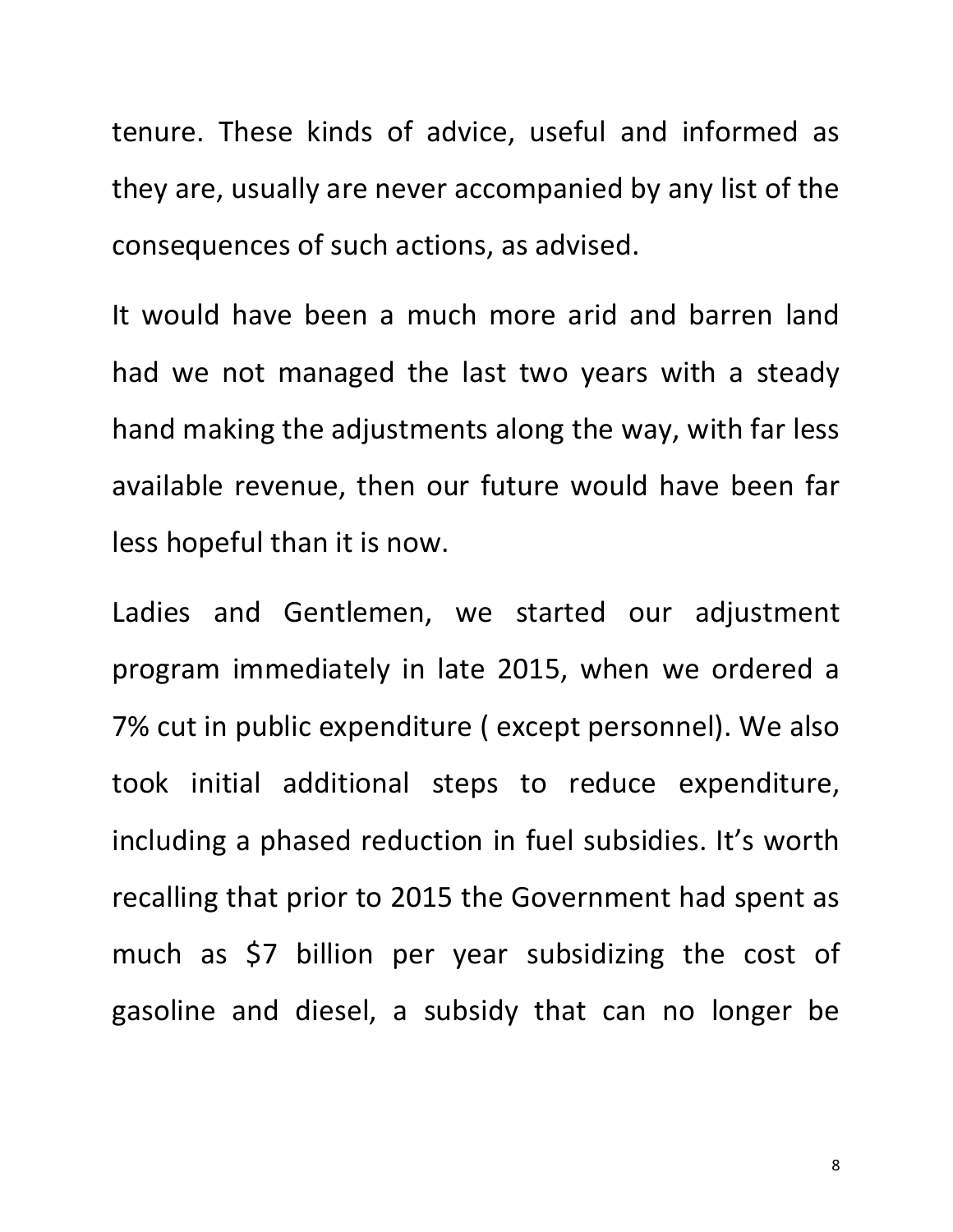tenure. These kinds of advice, useful and informed as they are, usually are never accompanied by any list of the consequences of such actions, as advised.

It would have been a much more arid and barren land had we not managed the last two years with a steady hand making the adjustments along the way, with far less available revenue, then our future would have been far less hopeful than it is now.

Ladies and Gentlemen, we started our adjustment program immediately in late 2015, when we ordered a 7% cut in public expenditure ( except personnel). We also took initial additional steps to reduce expenditure, including a phased reduction in fuel subsidies. It's worth recalling that prior to 2015 the Government had spent as much as $7 billion per year subsidizing the cost of gasoline and diesel, a subsidy that can no longer be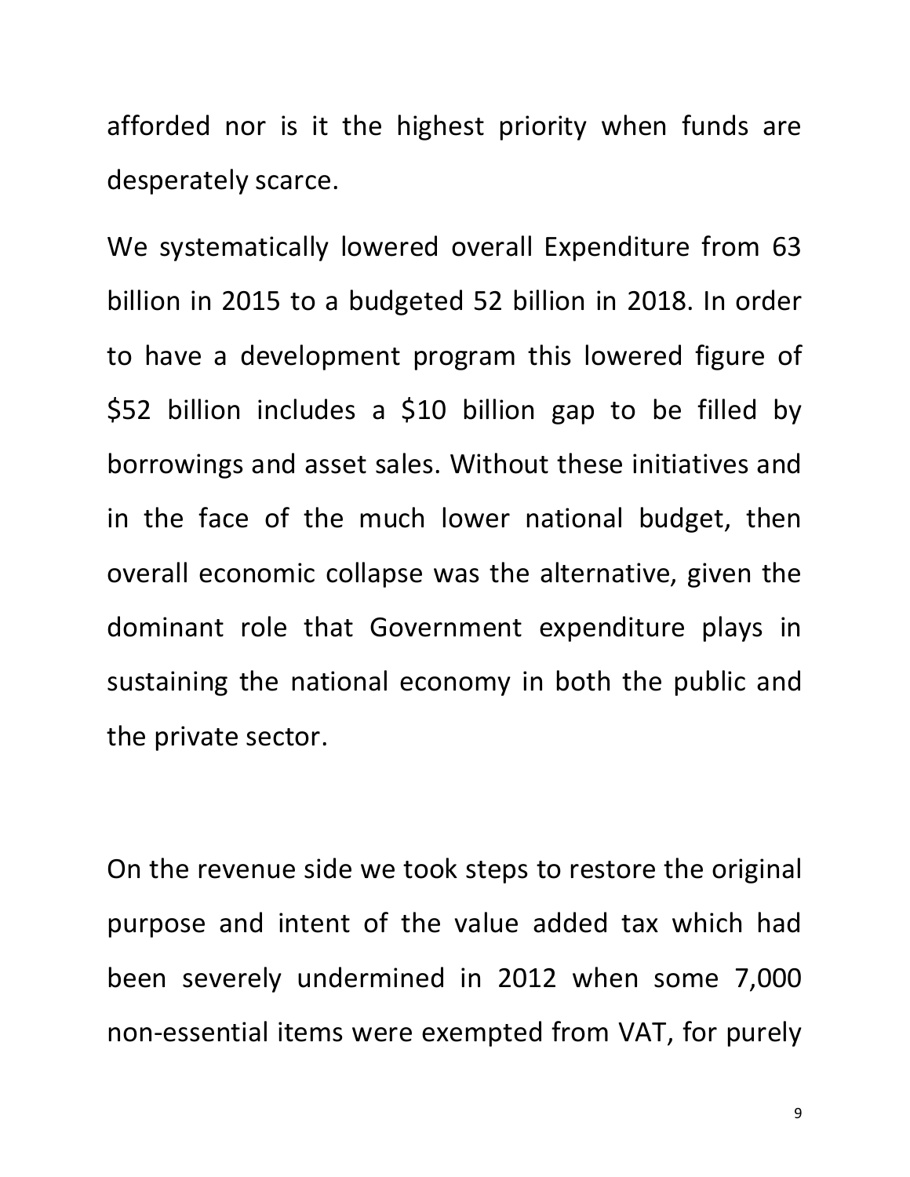afforded nor is it the highest priority when funds are desperately scarce.

We systematically lowered overall Expenditure from 63 billion in 2015 to a budgeted 52 billion in 2018. In order to have a development program this lowered figure of $52 billion includes a $10 billion gap to be filled by borrowings and asset sales. Without these initiatives and in the face of the much lower national budget, then overall economic collapse was the alternative, given the dominant role that Government expenditure plays in sustaining the national economy in both the public and the private sector.

On the revenue side we took steps to restore the original purpose and intent of the value added tax which had been severely undermined in 2012 when some 7,000 non-essential items were exempted from VAT, for purely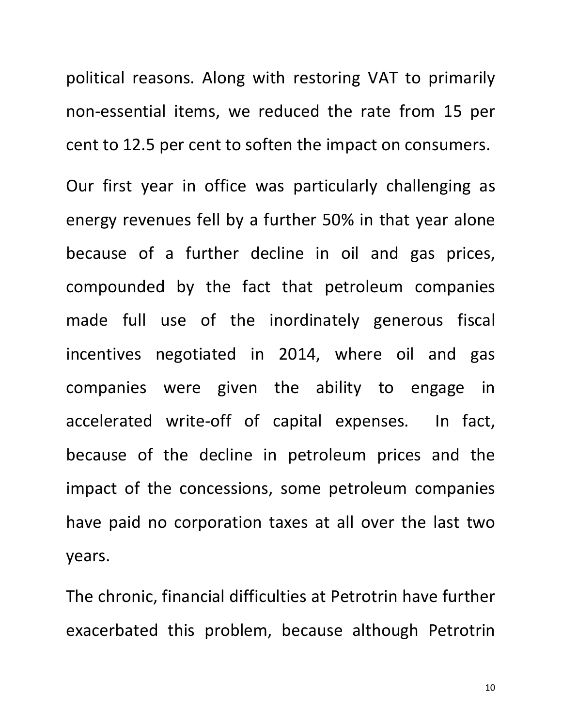political reasons. Along with restoring VAT to primarily non-essential items, we reduced the rate from 15 per cent to 12.5 per cent to soften the impact on consumers.

Our first year in office was particularly challenging as energy revenues fell by a further 50% in that year alone because of a further decline in oil and gas prices, compounded by the fact that petroleum companies made full use of the inordinately generous fiscal incentives negotiated in 2014, where oil and gas companies were given the ability to engage in accelerated write-off of capital expenses. In fact, because of the decline in petroleum prices and the impact of the concessions, some petroleum companies have paid no corporation taxes at all over the last two years.

The chronic, financial difficulties at Petrotrin have further exacerbated this problem, because although Petrotrin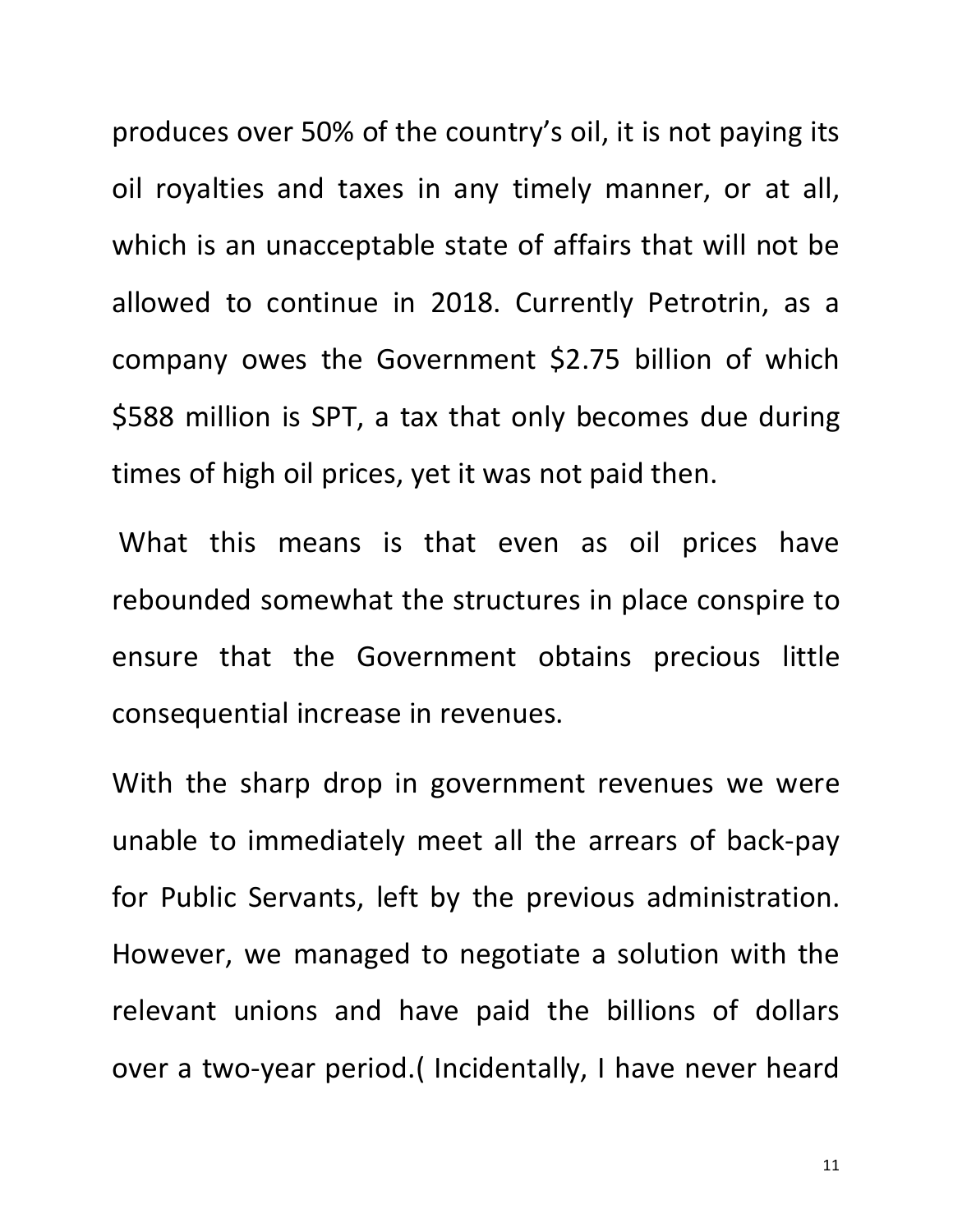produces over 50% of the country's oil, it is not paying its oil royalties and taxes in any timely manner, or at all, which is an unacceptable state of affairs that will not be allowed to continue in 2018. Currently Petrotrin, as a company owes the Government $2.75 billion of which $588 million is SPT, a tax that only becomes due during times of high oil prices, yet it was not paid then.

What this means is that even as oil prices have rebounded somewhat the structures in place conspire to ensure that the Government obtains precious little consequential increase in revenues.

With the sharp drop in government revenues we were unable to immediately meet all the arrears of back-pay for Public Servants, left by the previous administration. However, we managed to negotiate a solution with the relevant unions and have paid the billions of dollars over a two-year period.( Incidentally, I have never heard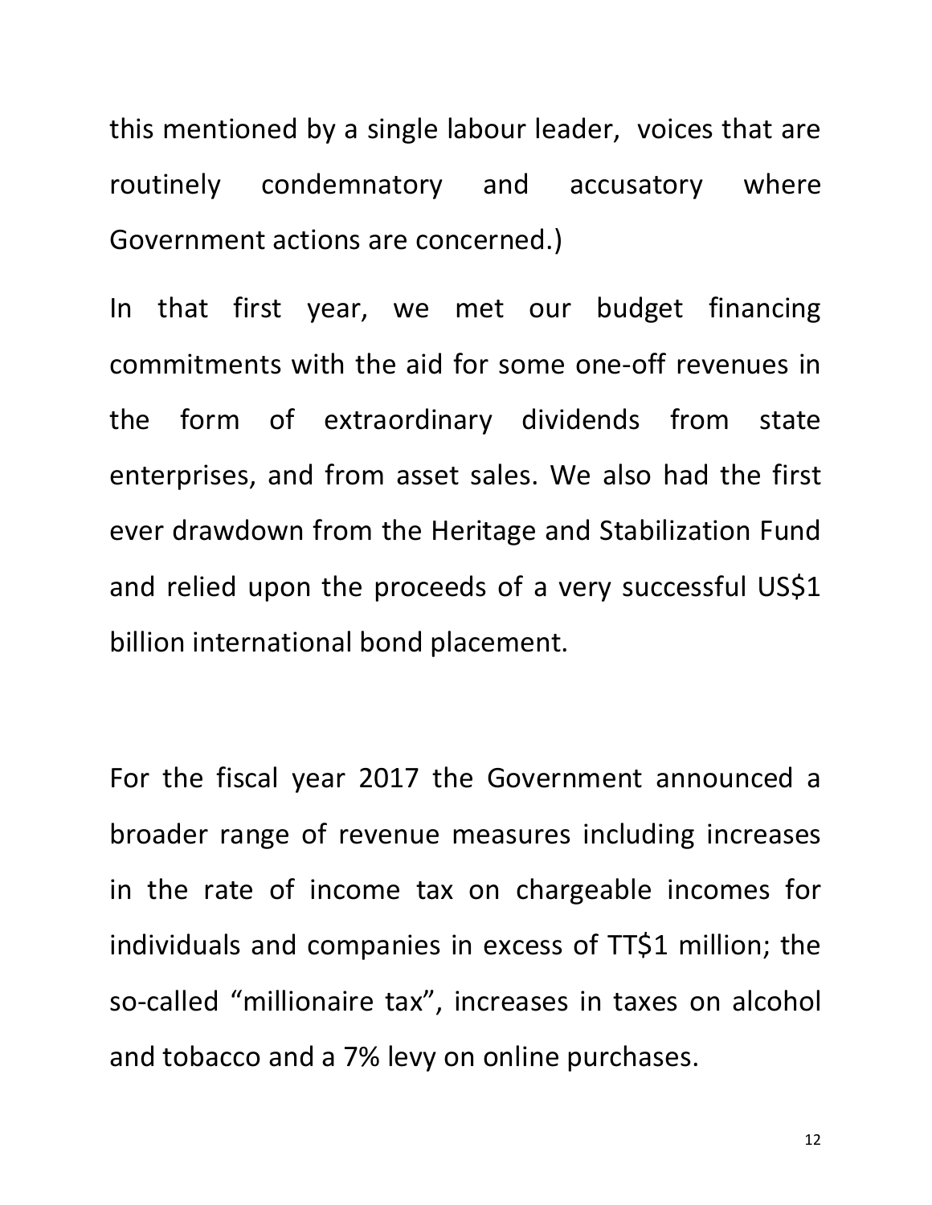this mentioned by a single labour leader, voices that are routinely condemnatory and accusatory where Government actions are concerned.)

In that first year, we met our budget financing commitments with the aid for some one-off revenues in the form of extraordinary dividends from state enterprises, and from asset sales. We also had the first ever drawdown from the Heritage and Stabilization Fund and relied upon the proceeds of a very successful US$1 billion international bond placement.

For the fiscal year 2017 the Government announced a broader range of revenue measures including increases in the rate of income tax on chargeable incomes for individuals and companies in excess of TT$1 million; the so-called "millionaire tax", increases in taxes on alcohol and tobacco and a 7% levy on online purchases.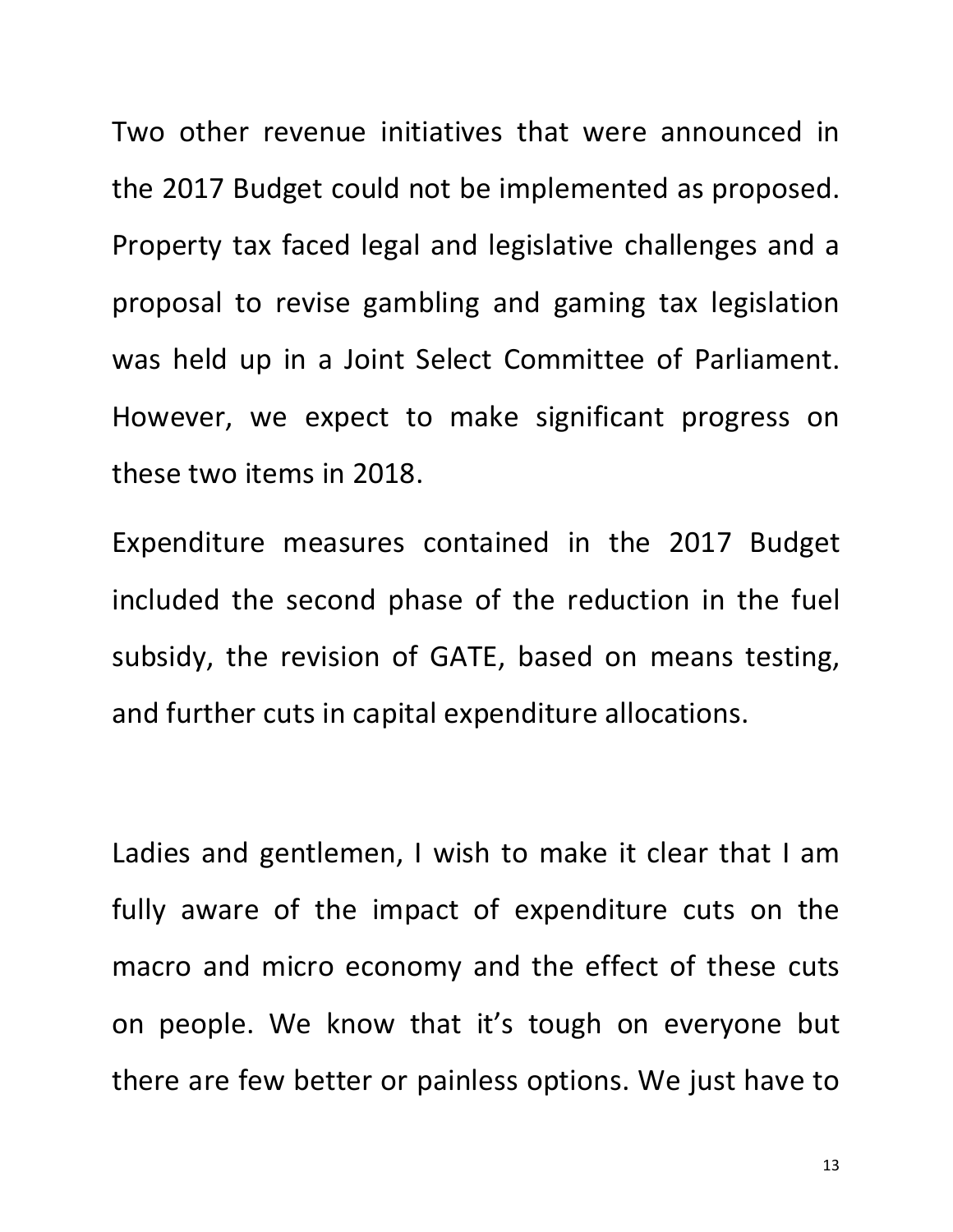Two other revenue initiatives that were announced in the 2017 Budget could not be implemented as proposed. Property tax faced legal and legislative challenges and a proposal to revise gambling and gaming tax legislation was held up in a Joint Select Committee of Parliament. However, we expect to make significant progress on these two items in 2018.

Expenditure measures contained in the 2017 Budget included the second phase of the reduction in the fuel subsidy, the revision of GATE, based on means testing, and further cuts in capital expenditure allocations.

Ladies and gentlemen, I wish to make it clear that I am fully aware of the impact of expenditure cuts on the macro and micro economy and the effect of these cuts on people. We know that it's tough on everyone but there are few better or painless options. We just have to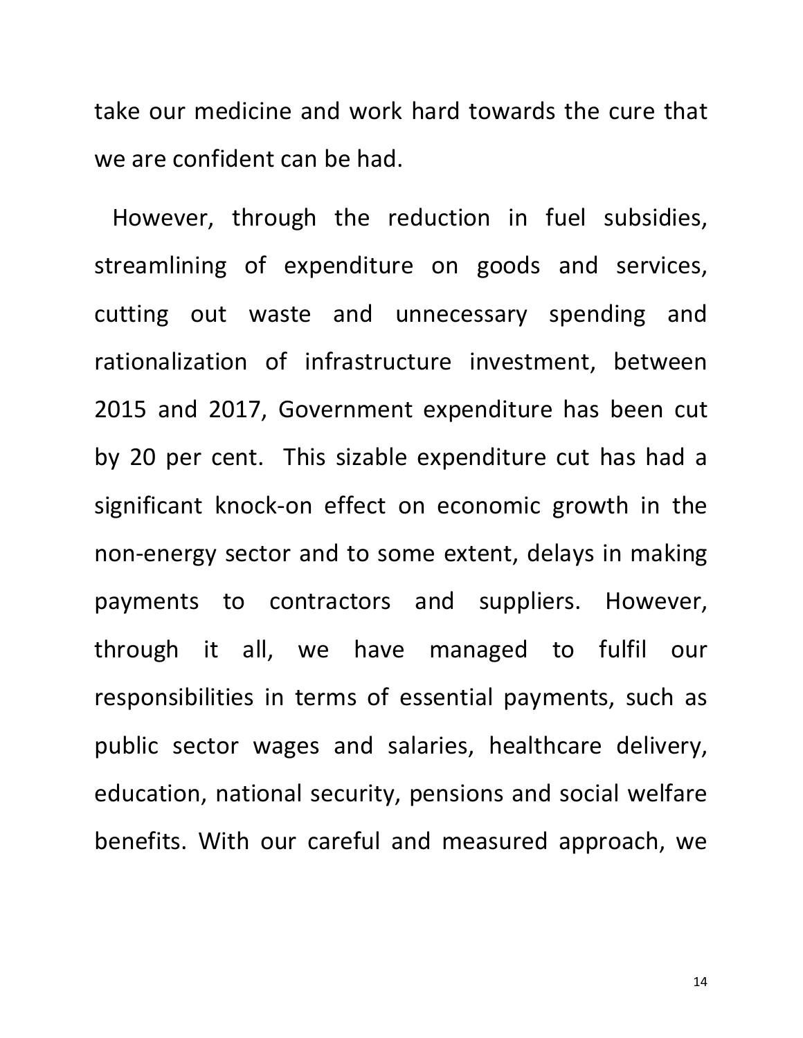take our medicine and work hard towards the cure that we are confident can be had.

However, through the reduction in fuel subsidies, streamlining of expenditure on goods and services, cutting out waste and unnecessary spending and rationalization of infrastructure investment, between 2015 and 2017, Government expenditure has been cut by 20 per cent. This sizable expenditure cut has had a significant knock-on effect on economic growth in the non-energy sector and to some extent, delays in making payments to contractors and suppliers. However, through it all, we have managed to fulfil our responsibilities in terms of essential payments, such as public sector wages and salaries, healthcare delivery, education, national security, pensions and social welfare benefits. With our careful and measured approach, we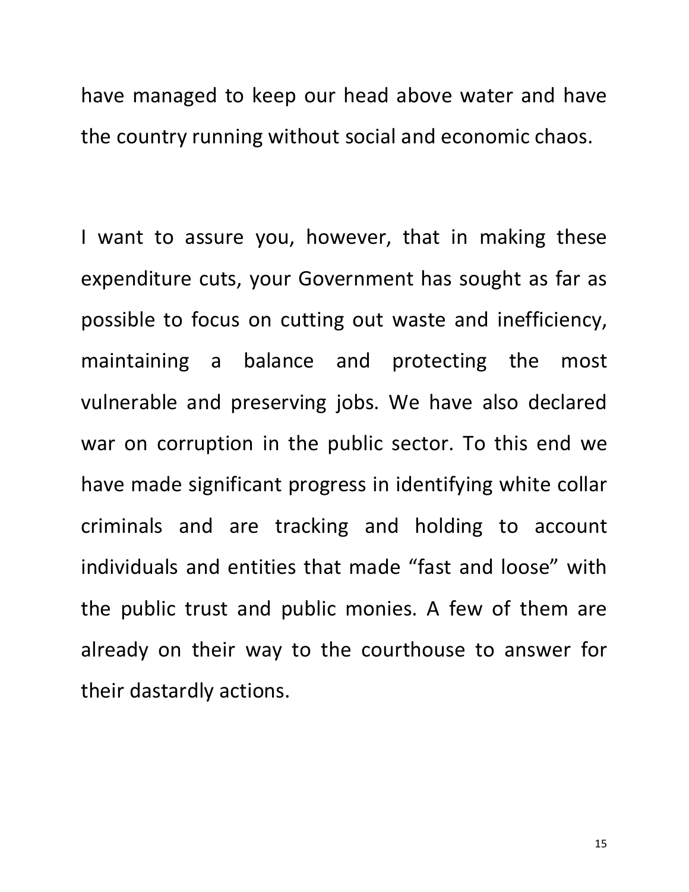have managed to keep our head above water and have the country running without social and economic chaos.

I want to assure you, however, that in making these expenditure cuts, your Government has sought as far as possible to focus on cutting out waste and inefficiency, maintaining a balance and protecting the most vulnerable and preserving jobs. We have also declared war on corruption in the public sector. To this end we have made significant progress in identifying white collar criminals and are tracking and holding to account individuals and entities that made “fast and loose” with the public trust and public monies. A few of them are already on their way to the courthouse to answer for their dastardly actions.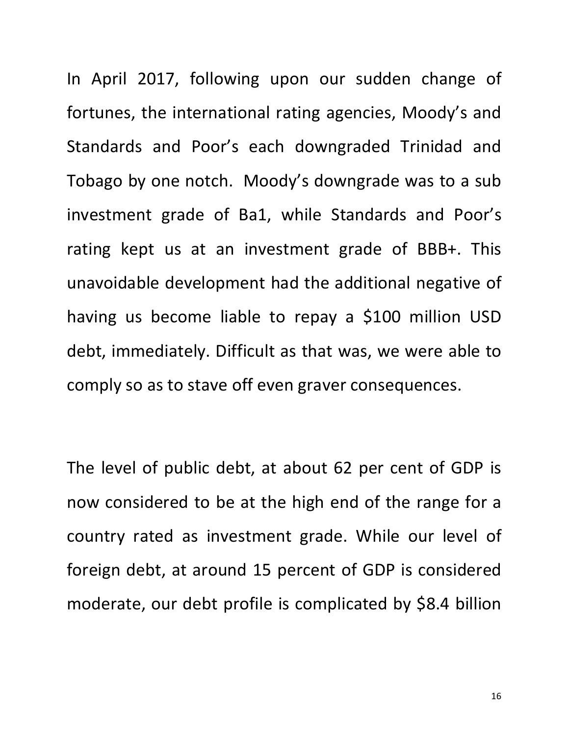In April 2017, following upon our sudden change of fortunes, the international rating agencies, Moody's and Standards and Poor's each downgraded Trinidad and Tobago by one notch. Moody's downgrade was to a sub investment grade of Ba1, while Standards and Poor's rating kept us at an investment grade of BBB+. This unavoidable development had the additional negative of having us become liable to repay a $100 million USD debt, immediately. Difficult as that was, we were able to comply so as to stave off even graver consequences.

The level of public debt, at about 62 per cent of GDP is now considered to be at the high end of the range for a country rated as investment grade. While our level of foreign debt, at around 15 percent of GDP is considered moderate, our debt profile is complicated by $8.4 billion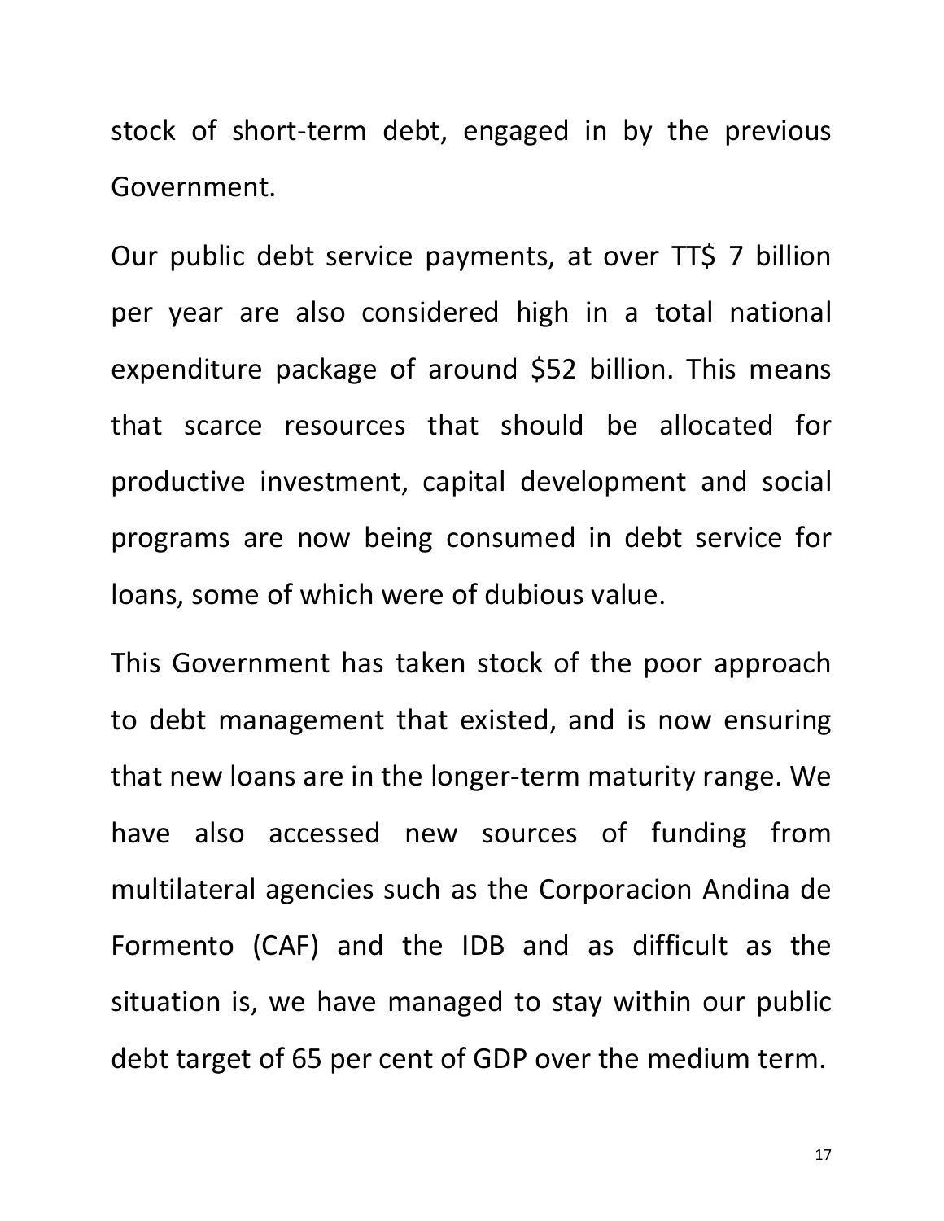stock of short-term debt, engaged in by the previous Government.

Our public debt service payments, at over TT$ 7 billion per year are also considered high in a total national expenditure package of around $52 billion. This means that scarce resources that should be allocated for productive investment, capital development and social programs are now being consumed in debt service for loans, some of which were of dubious value.

This Government has taken stock of the poor approach to debt management that existed, and is now ensuring that new loans are in the longer-term maturity range. We have also accessed new sources of funding from multilateral agencies such as the Corporacion Andina de Formento (CAF) and the IDB and as difficult as the situation is, we have managed to stay within our public debt target of 65 per cent of GDP over the medium term.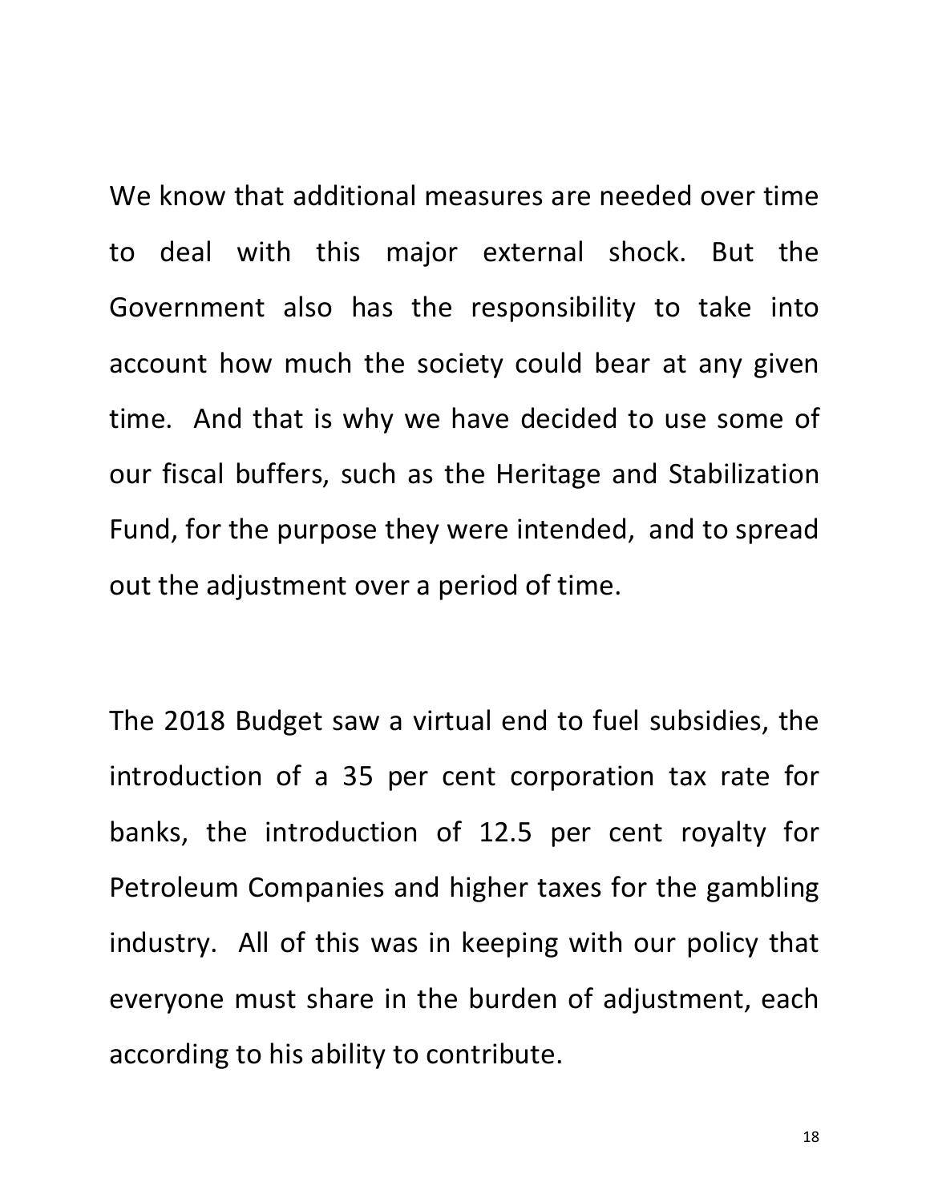We know that additional measures are needed over time to deal with this major external shock. But the Government also has the responsibility to take into account how much the society could bear at any given time. And that is why we have decided to use some of our fiscal buffers, such as the Heritage and Stabilization Fund, for the purpose they were intended, and to spread out the adjustment over a period of time.

The 2018 Budget saw a virtual end to fuel subsidies, the introduction of a 35 per cent corporation tax rate for banks, the introduction of 12.5 per cent royalty for Petroleum Companies and higher taxes for the gambling industry. All of this was in keeping with our policy that everyone must share in the burden of adjustment, each according to his ability to contribute.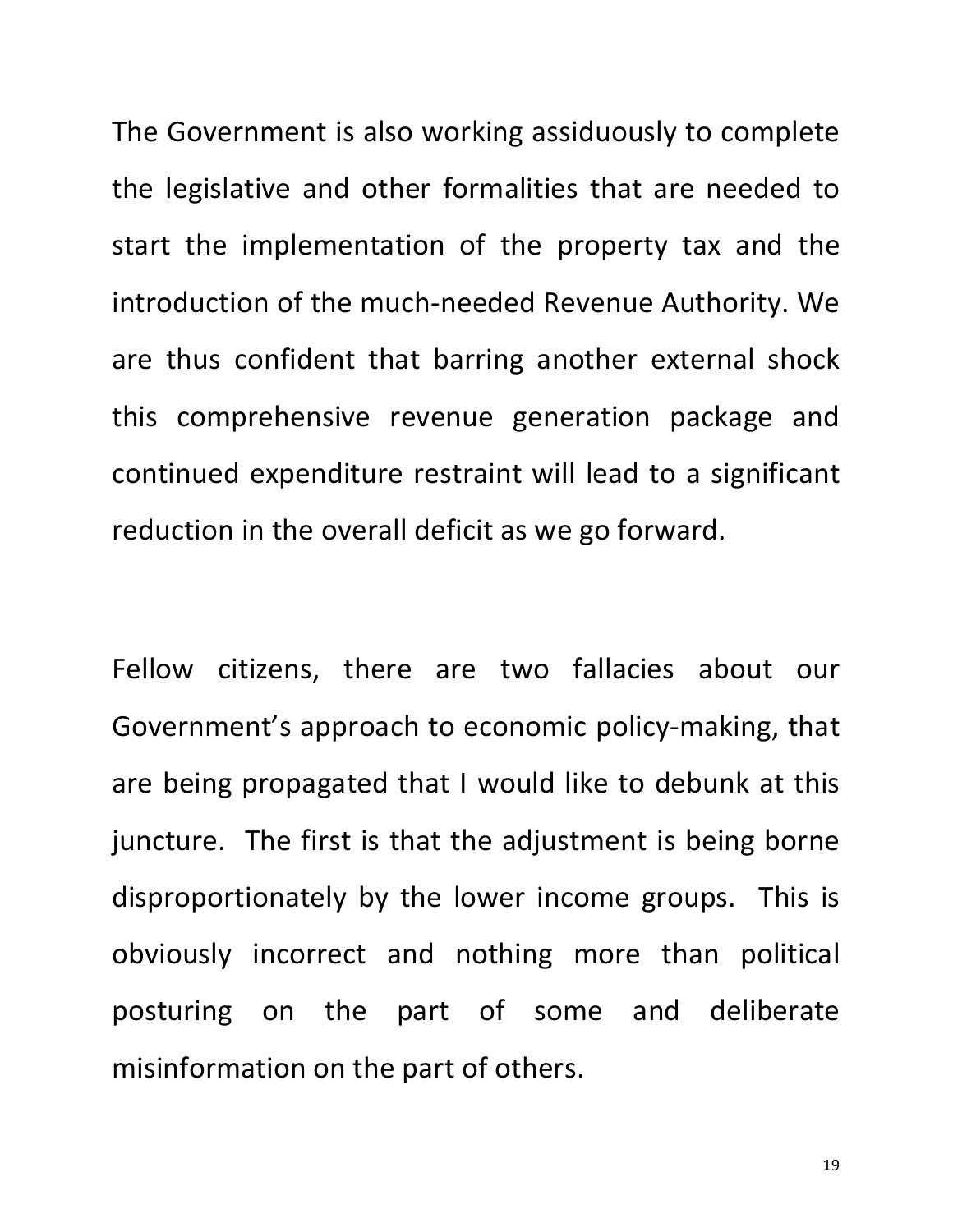The Government is also working assiduously to complete the legislative and other formalities that are needed to start the implementation of the property tax and the introduction of the much-needed Revenue Authority. We are thus confident that barring another external shock this comprehensive revenue generation package and continued expenditure restraint will lead to a significant reduction in the overall deficit as we go forward.

Fellow citizens, there are two fallacies about our Government's approach to economic policy-making, that are being propagated that I would like to debunk at this juncture. The first is that the adjustment is being borne disproportionately by the lower income groups. This is obviously incorrect and nothing more than political posturing on the part of some and deliberate misinformation on the part of others.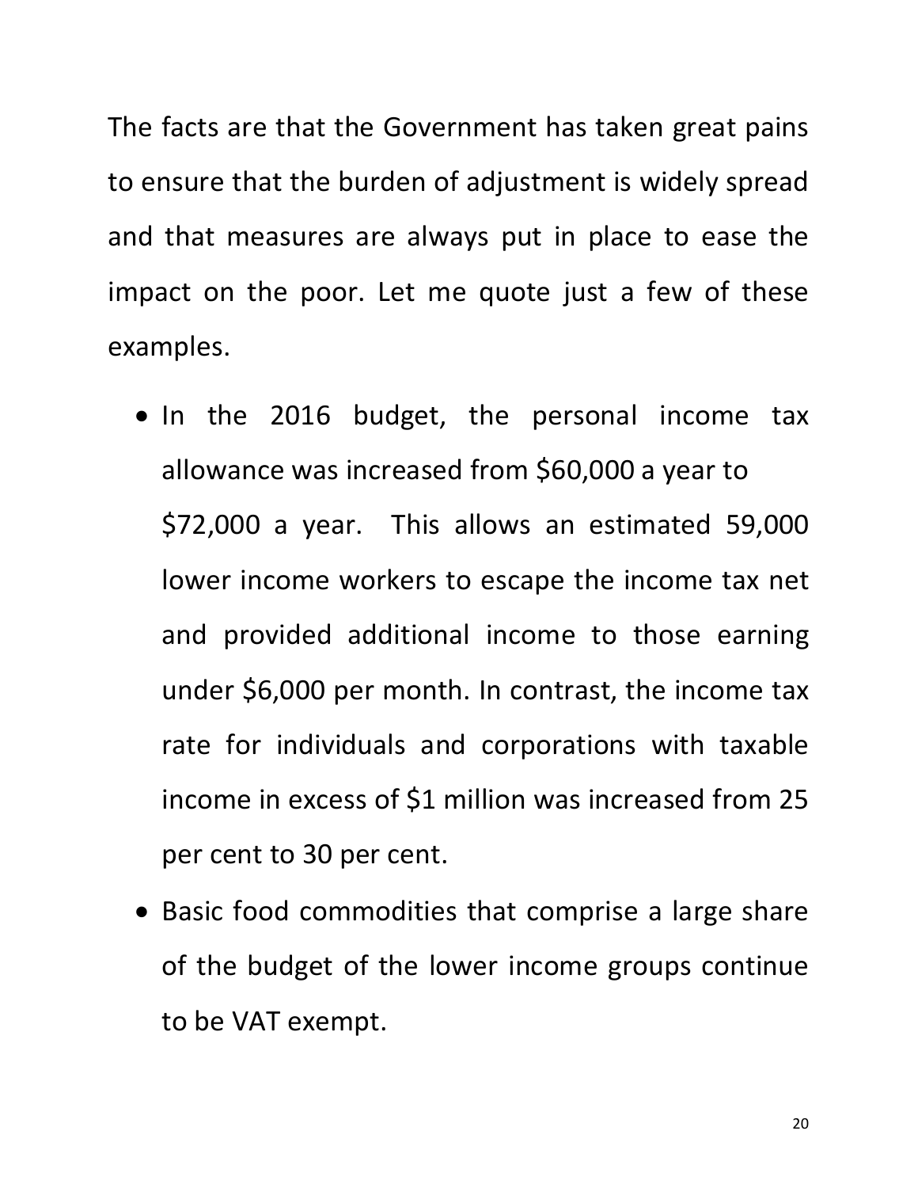The facts are that the Government has taken great pains to ensure that the burden of adjustment is widely spread and that measures are always put in place to ease the impact on the poor. Let me quote just a few of these examples.

- In the 2016 budget, the personal income tax allowance was increased from $60,000 a year to $72,000 a year. This allows an estimated 59,000 lower income workers to escape the income tax net and provided additional income to those earning under $6,000 per month. In contrast, the income tax rate for individuals and corporations with taxable income in excess of $1 million was increased from 25 per cent to 30 per cent.
- Basic food commodities that comprise a large share of the budget of the lower income groups continue to be VAT exempt.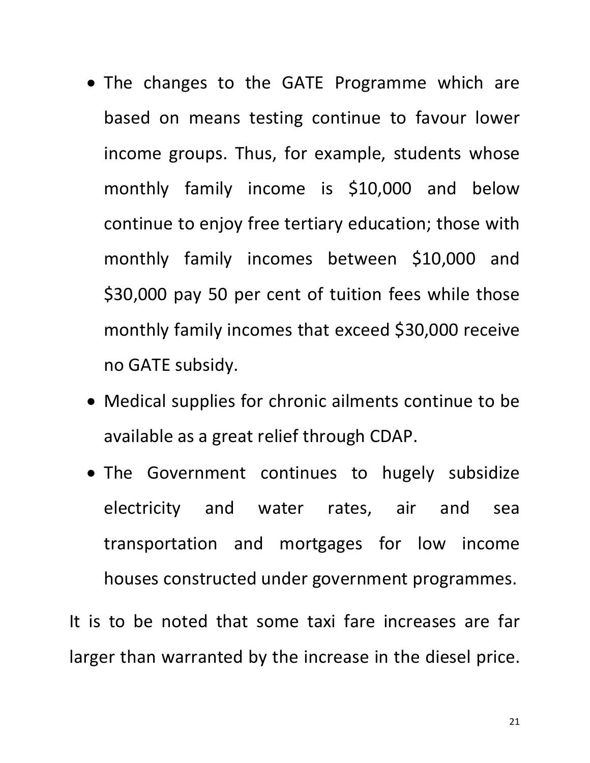- The changes to the GATE Programme which are based on means testing continue to favour lower income groups. Thus, for example, students whose monthly family income is $10,000 and below continue to enjoy free tertiary education; those with monthly family incomes between $10,000 and $30,000 pay 50 per cent of tuition fees while those monthly family incomes that exceed $30,000 receive no GATE subsidy.
- Medical supplies for chronic ailments continue to be available as a great relief through CDAP.
- The Government continues to hugely subsidize electricity and water rates, air and sea transportation and mortgages for low income houses constructed under government programmes.

It is to be noted that some taxi fare increases are far larger than warranted by the increase in the diesel price.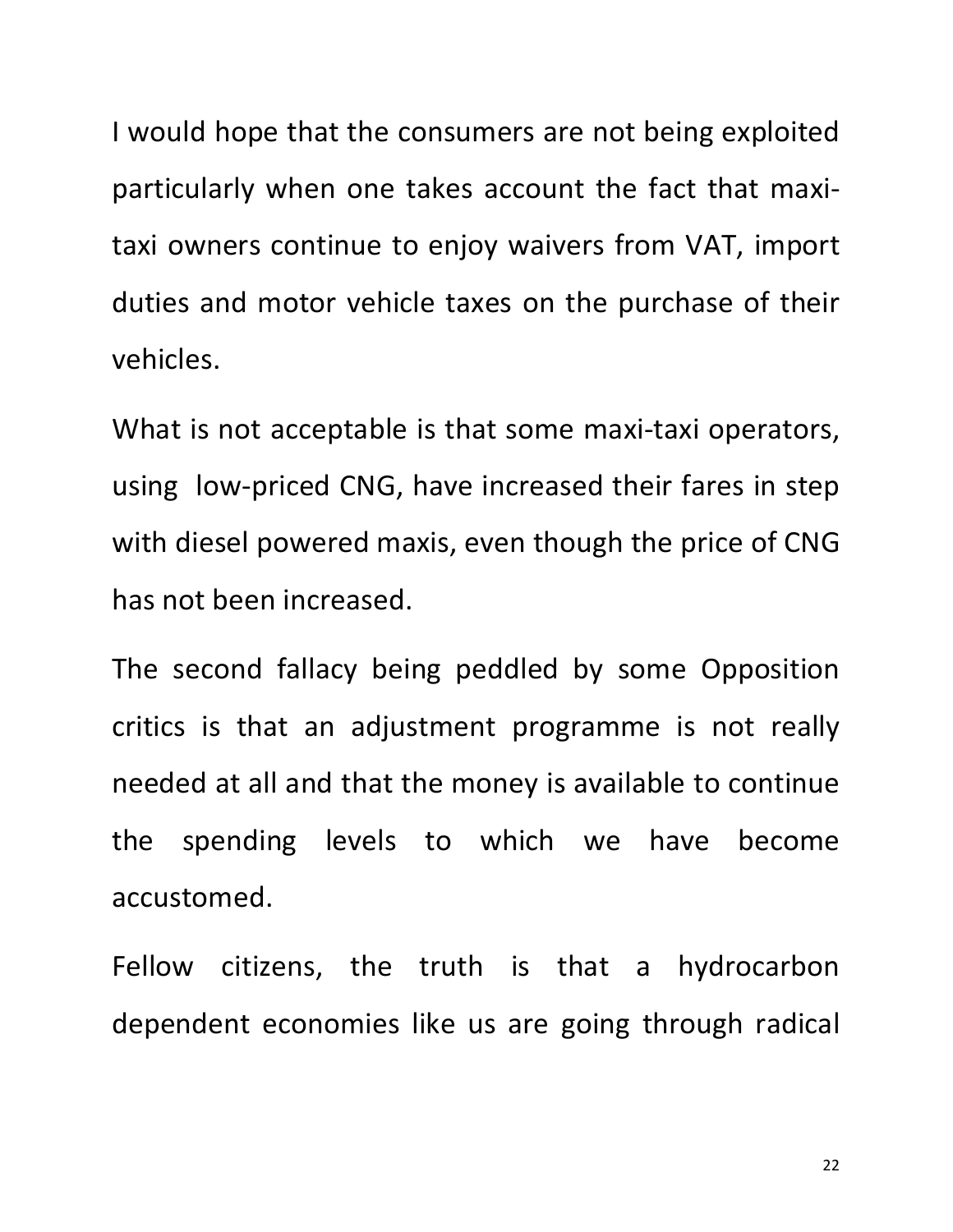I would hope that the consumers are not being exploited particularly when one takes account the fact that maxi-taxi owners continue to enjoy waivers from VAT, import duties and motor vehicle taxes on the purchase of their vehicles.

What is not acceptable is that some maxi-taxi operators, using low-priced CNG, have increased their fares in step with diesel powered maxis, even though the price of CNG has not been increased.

The second fallacy being peddled by some Opposition critics is that an adjustment programme is not really needed at all and that the money is available to continue the spending levels to which we have become accustomed.

Fellow citizens, the truth is that a hydrocarbon dependent economies like us are going through radical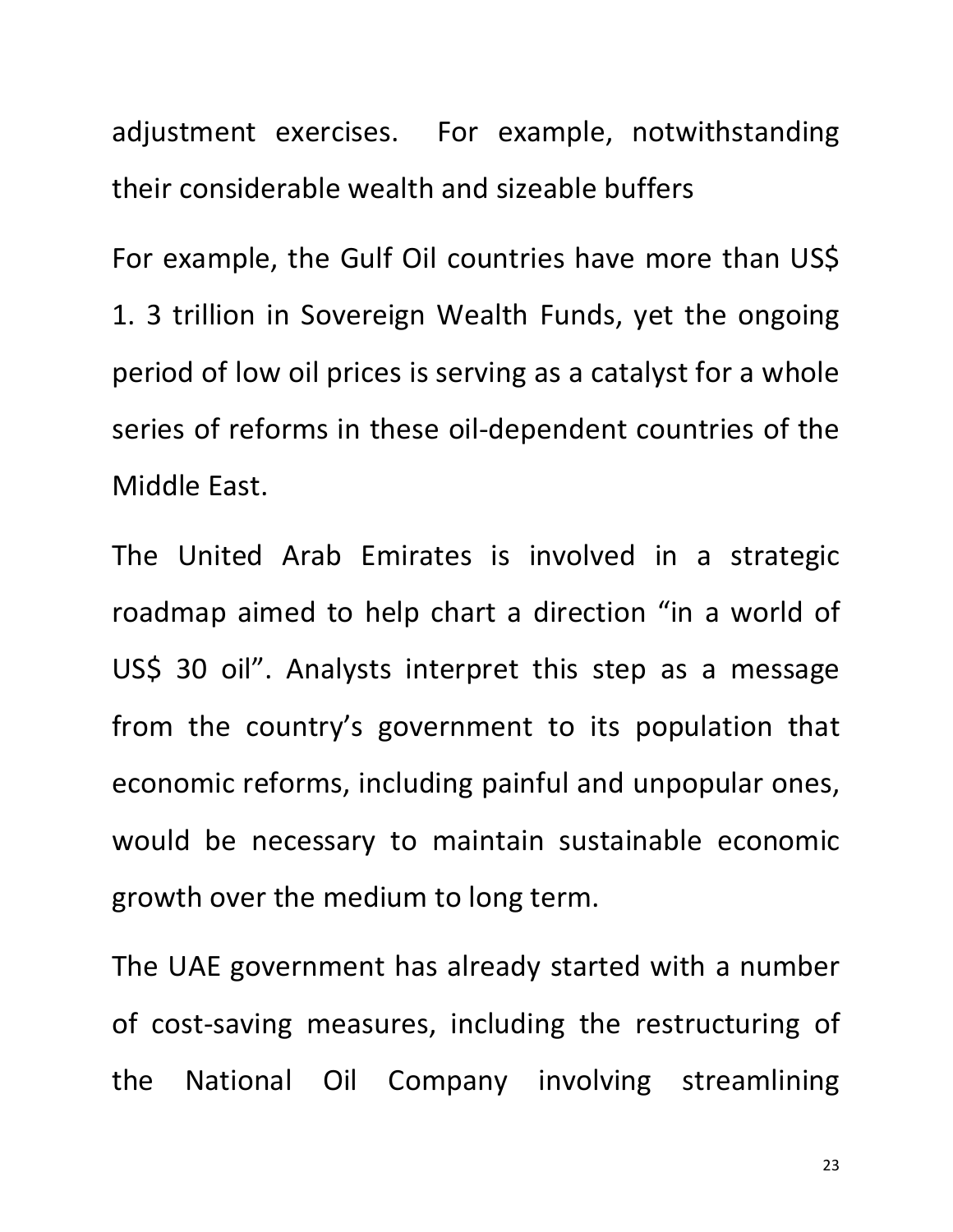adjustment exercises. For example, notwithstanding their considerable wealth and sizeable buffers

For example, the Gulf Oil countries have more than US$ 1. 3 trillion in Sovereign Wealth Funds, yet the ongoing period of low oil prices is serving as a catalyst for a whole series of reforms in these oil-dependent countries of the Middle East.

The United Arab Emirates is involved in a strategic roadmap aimed to help chart a direction "in a world of US$ 30 oil". Analysts interpret this step as a message from the country's government to its population that economic reforms, including painful and unpopular ones, would be necessary to maintain sustainable economic growth over the medium to long term.

The UAE government has already started with a number of cost-saving measures, including the restructuring of the National Oil Company involving streamlining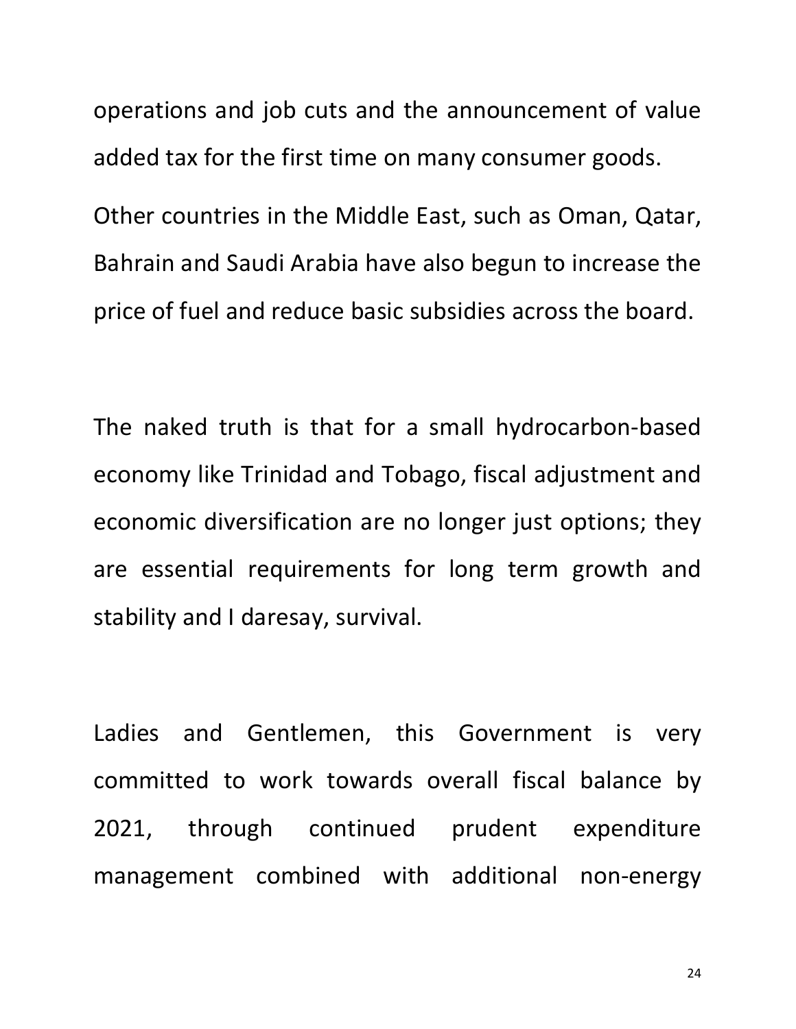operations and job cuts and the announcement of value added tax for the first time on many consumer goods.

Other countries in the Middle East, such as Oman, Qatar, Bahrain and Saudi Arabia have also begun to increase the price of fuel and reduce basic subsidies across the board.

The naked truth is that for a small hydrocarbon-based economy like Trinidad and Tobago, fiscal adjustment and economic diversification are no longer just options; they are essential requirements for long term growth and stability and I daresay, survival.

Ladies and Gentlemen, this Government is very committed to work towards overall fiscal balance by 2021, through continued prudent expenditure management combined with additional non-energy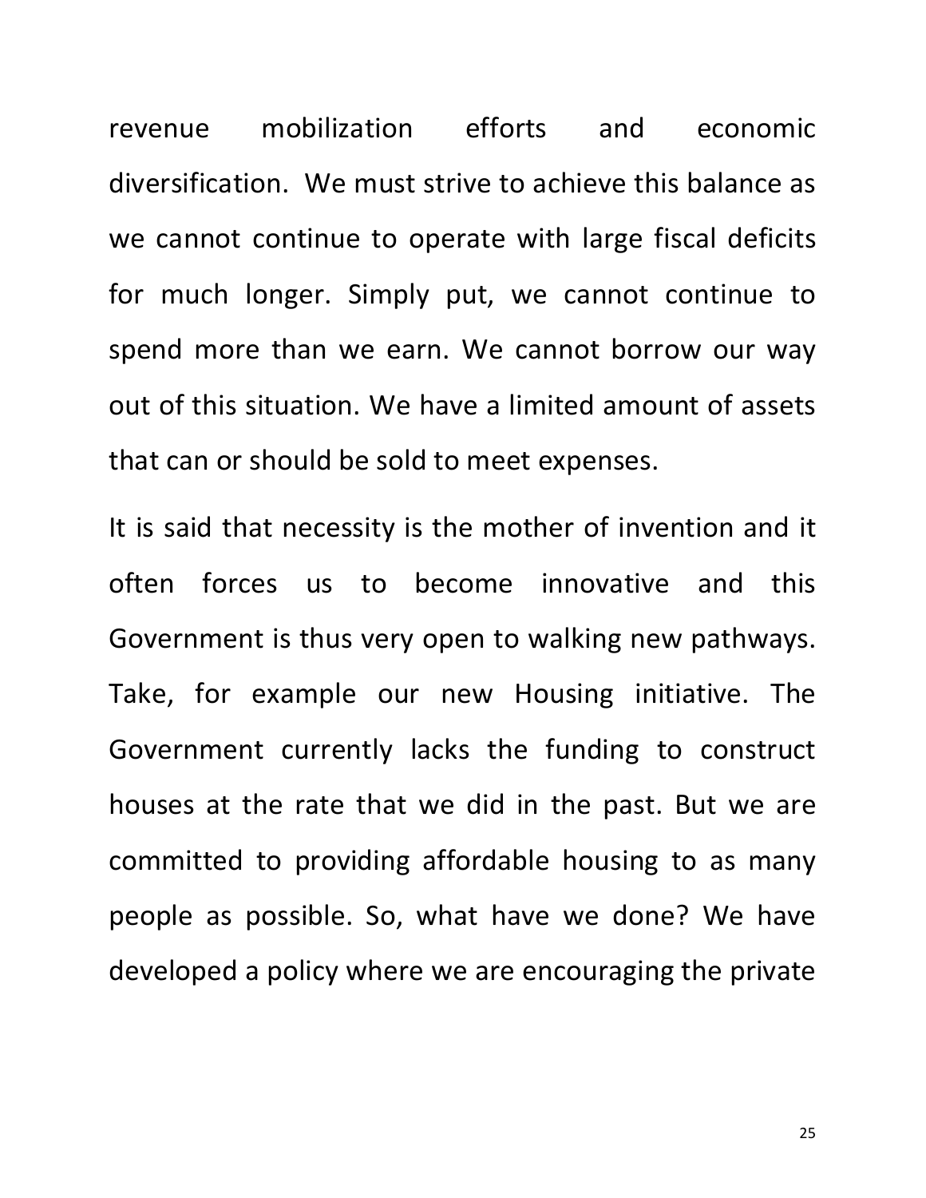revenue mobilization efforts and economic diversification. We must strive to achieve this balance as we cannot continue to operate with large fiscal deficits for much longer. Simply put, we cannot continue to spend more than we earn. We cannot borrow our way out of this situation. We have a limited amount of assets that can or should be sold to meet expenses.

It is said that necessity is the mother of invention and it often forces us to become innovative and this Government is thus very open to walking new pathways. Take, for example our new Housing initiative. The Government currently lacks the funding to construct houses at the rate that we did in the past. But we are committed to providing affordable housing to as many people as possible. So, what have we done? We have developed a policy where we are encouraging the private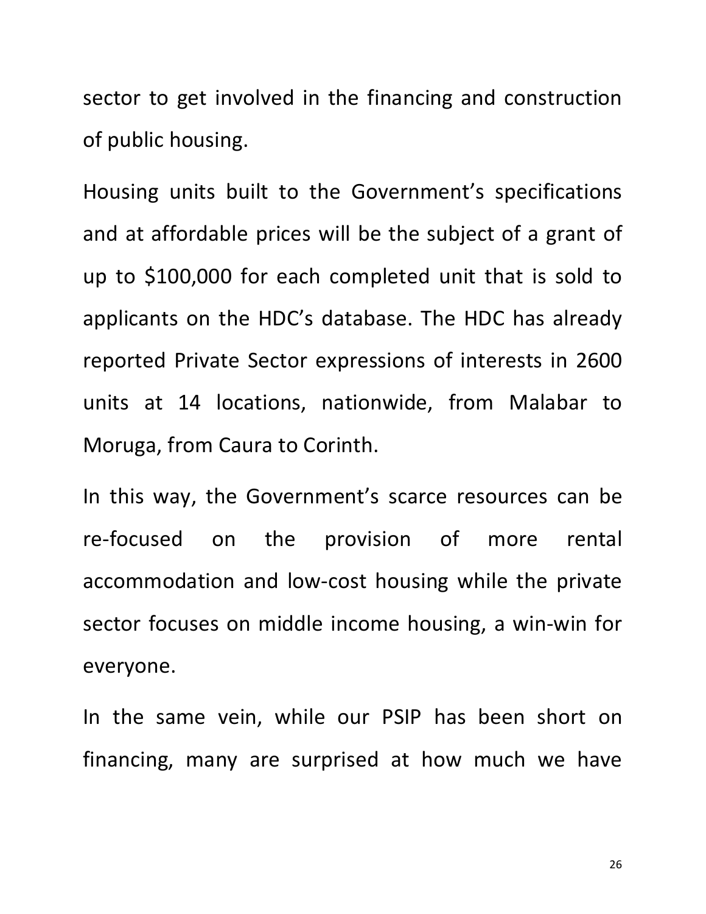sector to get involved in the financing and construction of public housing.

Housing units built to the Government's specifications and at affordable prices will be the subject of a grant of up to $100,000 for each completed unit that is sold to applicants on the HDC's database. The HDC has already reported Private Sector expressions of interests in 2600 units at 14 locations, nationwide, from Malabar to Moruga, from Caura to Corinth.

In this way, the Government's scarce resources can be re-focused on the provision of more rental accommodation and low-cost housing while the private sector focuses on middle income housing, a win-win for everyone.

In the same vein, while our PSIP has been short on financing, many are surprised at how much we have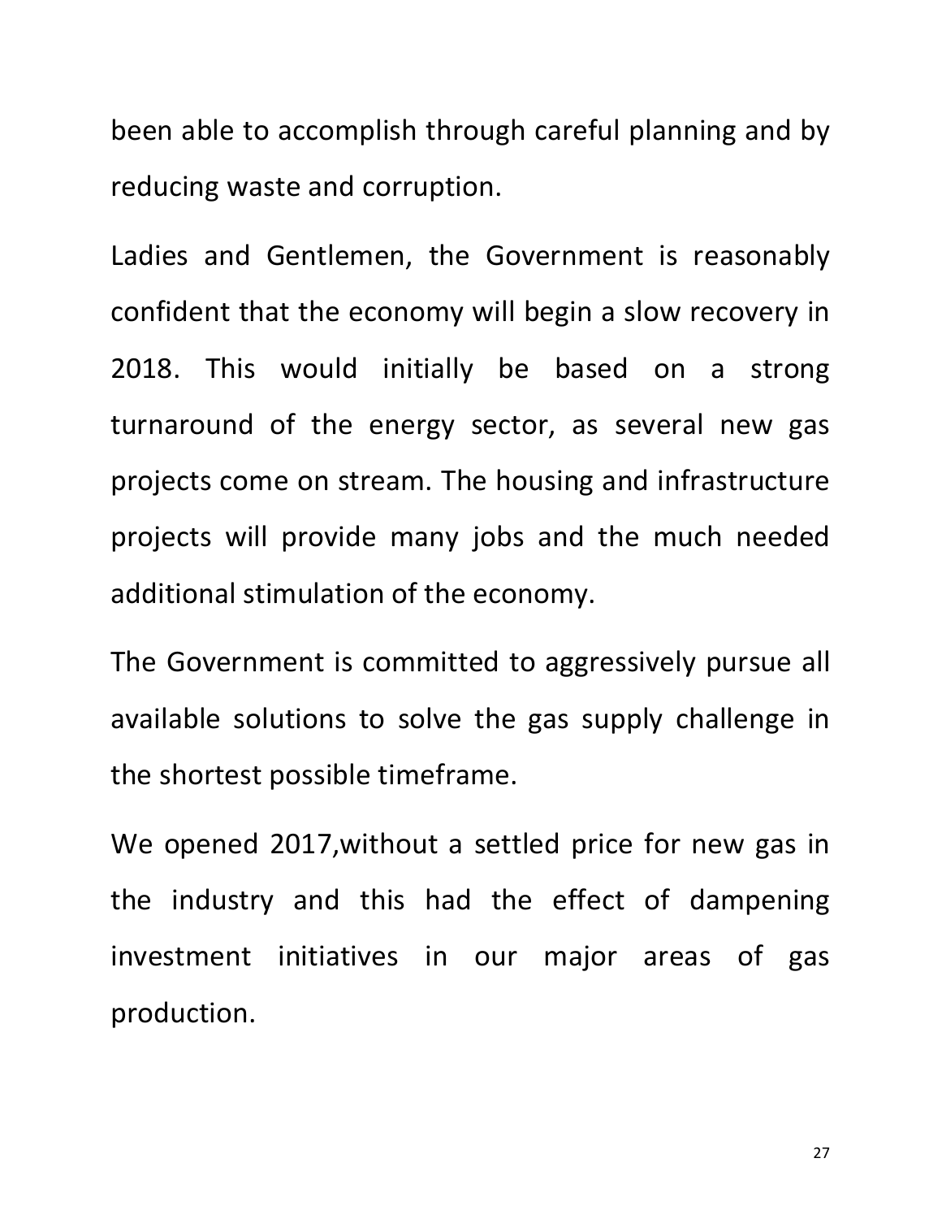been able to accomplish through careful planning and by reducing waste and corruption.

Ladies and Gentlemen, the Government is reasonably confident that the economy will begin a slow recovery in 2018. This would initially be based on a strong turnaround of the energy sector, as several new gas projects come on stream. The housing and infrastructure projects will provide many jobs and the much needed additional stimulation of the economy.

The Government is committed to aggressively pursue all available solutions to solve the gas supply challenge in the shortest possible timeframe.

We opened 2017,without a settled price for new gas in the industry and this had the effect of dampening investment initiatives in our major areas of gas production.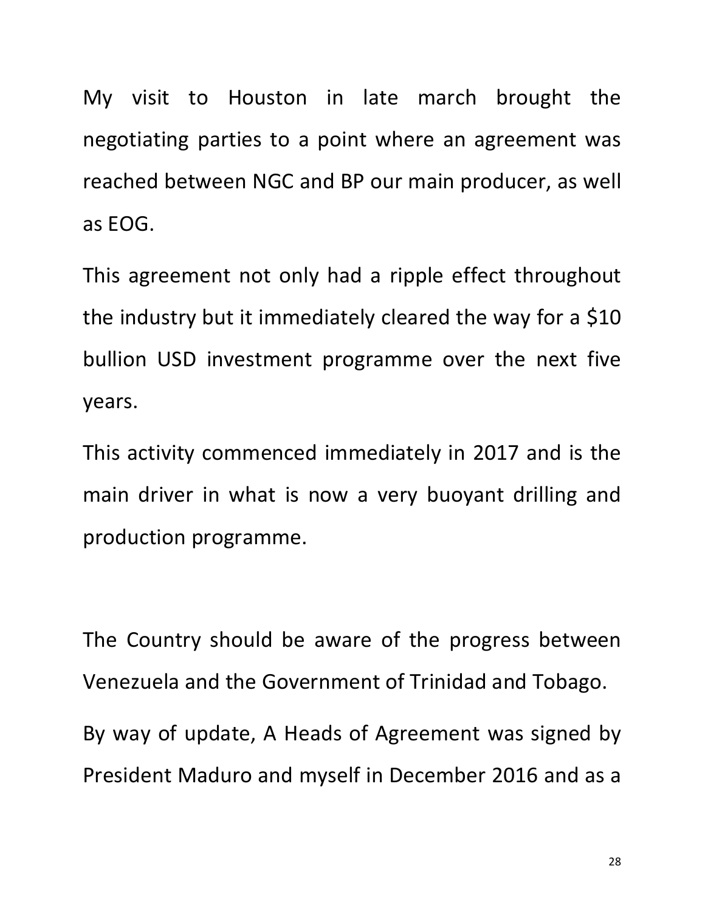My visit to Houston in late march brought the negotiating parties to a point where an agreement was reached between NGC and BP our main producer, as well as EOG.

This agreement not only had a ripple effect throughout the industry but it immediately cleared the way for a $10 bullion USD investment programme over the next five years.

This activity commenced immediately in 2017 and is the main driver in what is now a very buoyant drilling and production programme.

The Country should be aware of the progress between Venezuela and the Government of Trinidad and Tobago.

By way of update, A Heads of Agreement was signed by President Maduro and myself in December 2016 and as a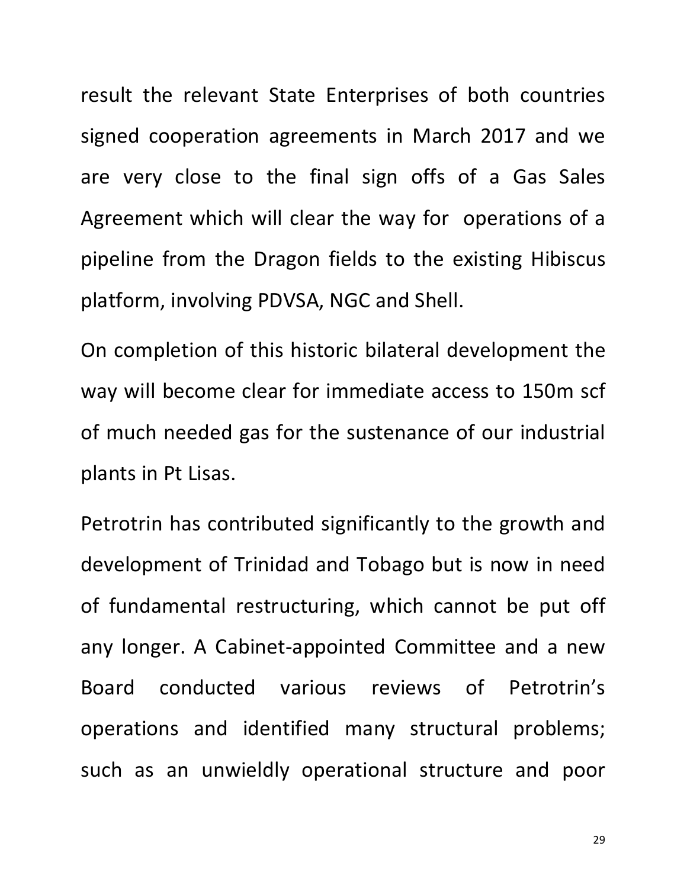result the relevant State Enterprises of both countries signed cooperation agreements in March 2017 and we are very close to the final sign offs of a Gas Sales Agreement which will clear the way for operations of a pipeline from the Dragon fields to the existing Hibiscus platform, involving PDVSA, NGC and Shell.

On completion of this historic bilateral development the way will become clear for immediate access to 150m scf of much needed gas for the sustenance of our industrial plants in Pt Lisas.

Petrotrin has contributed significantly to the growth and development of Trinidad and Tobago but is now in need of fundamental restructuring, which cannot be put off any longer. A Cabinet-appointed Committee and a new Board conducted various reviews of Petrotrin's operations and identified many structural problems; such as an unwieldly operational structure and poor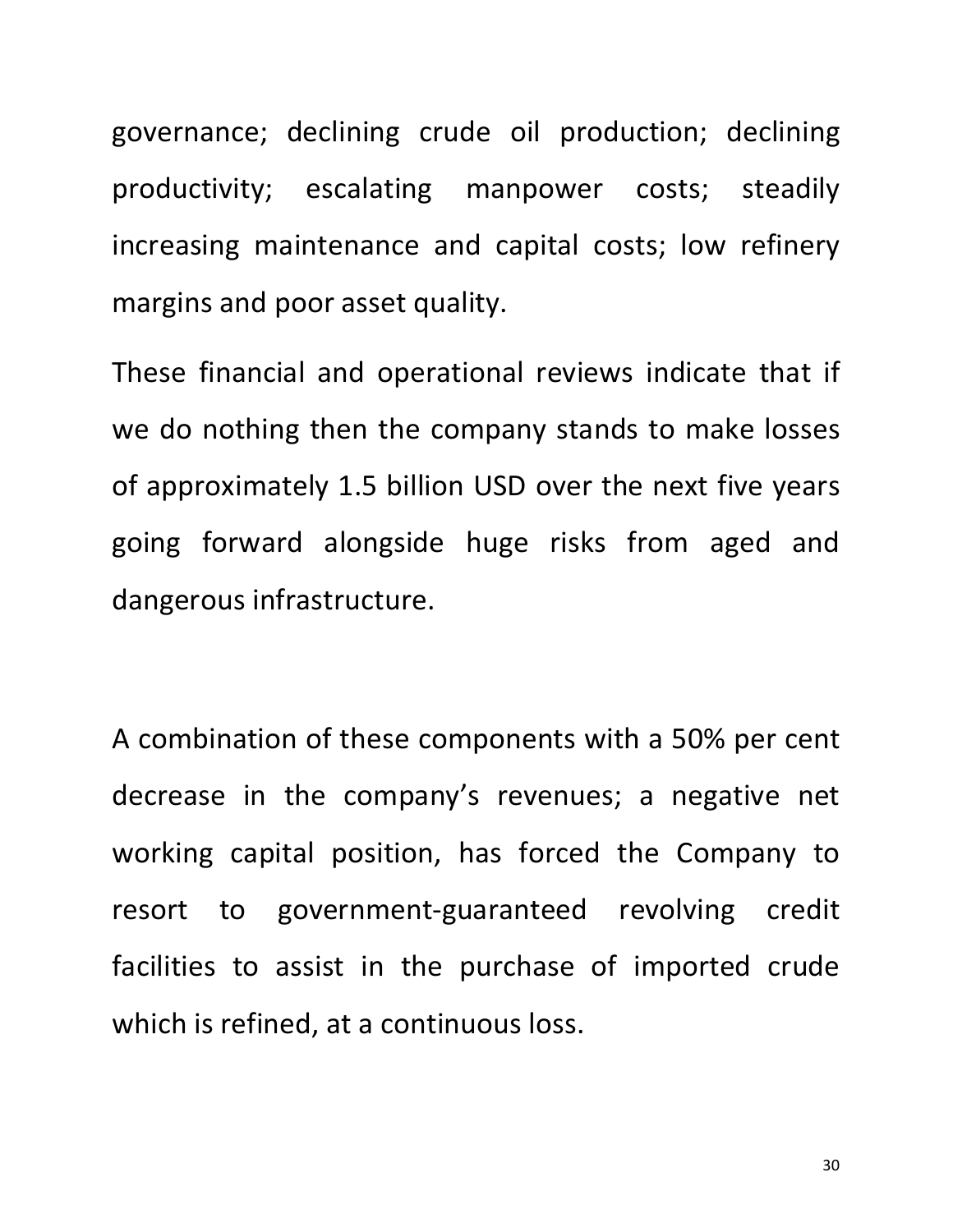governance; declining crude oil production; declining productivity; escalating manpower costs; steadily increasing maintenance and capital costs; low refinery margins and poor asset quality.

These financial and operational reviews indicate that if we do nothing then the company stands to make losses of approximately 1.5 billion USD over the next five years going forward alongside huge risks from aged and dangerous infrastructure.

A combination of these components with a 50% per cent decrease in the company's revenues; a negative net working capital position, has forced the Company to resort to government-guaranteed revolving credit facilities to assist in the purchase of imported crude which is refined, at a continuous loss.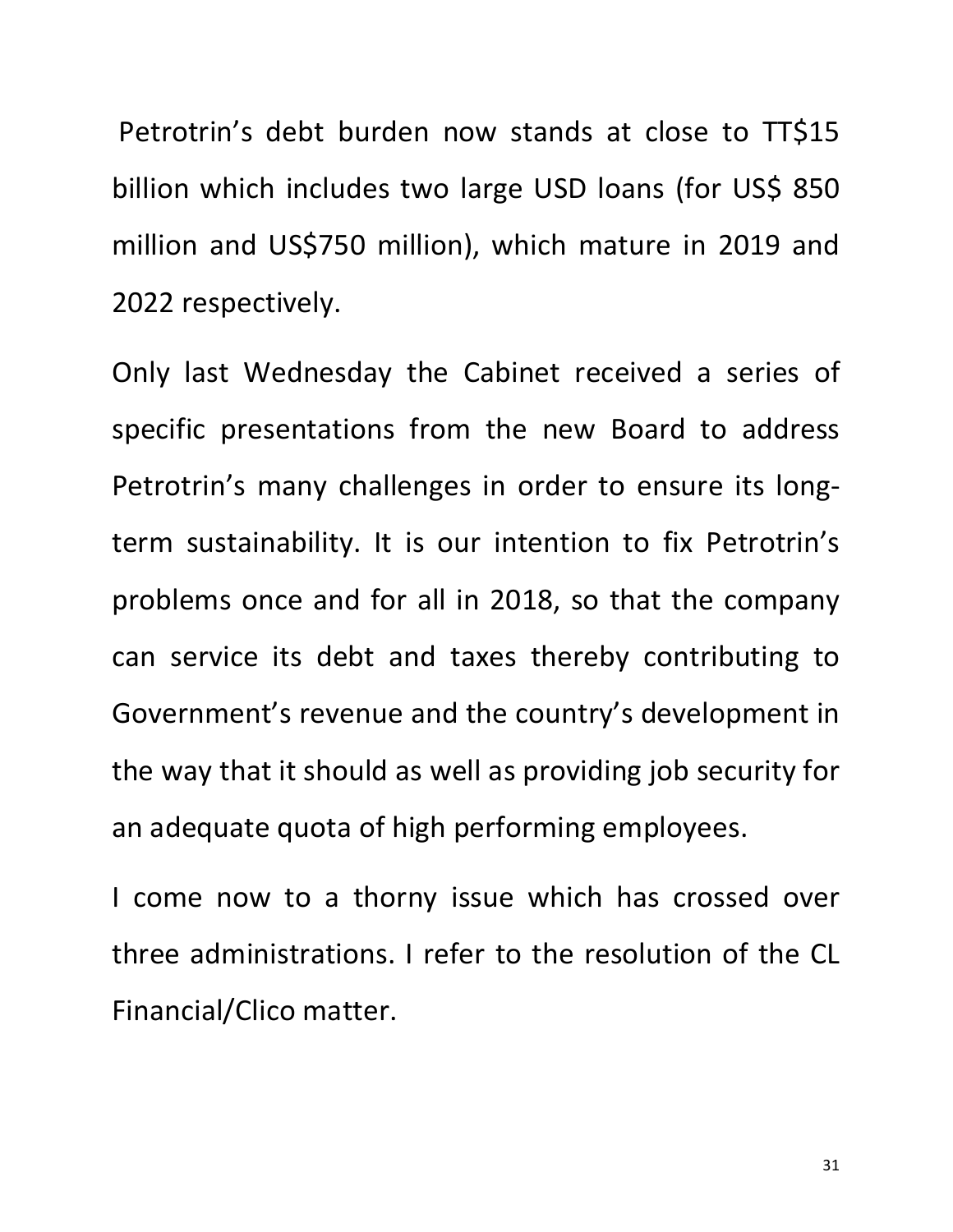Petrotrin's debt burden now stands at close to TT$15 billion which includes two large USD loans (for US$ 850 million and US$750 million), which mature in 2019 and 2022 respectively.

Only last Wednesday the Cabinet received a series of specific presentations from the new Board to address Petrotrin's many challenges in order to ensure its long-term sustainability. It is our intention to fix Petrotrin's problems once and for all in 2018, so that the company can service its debt and taxes thereby contributing to Government's revenue and the country's development in the way that it should as well as providing job security for an adequate quota of high performing employees.

I come now to a thorny issue which has crossed over three administrations. I refer to the resolution of the CL Financial/Clico matter.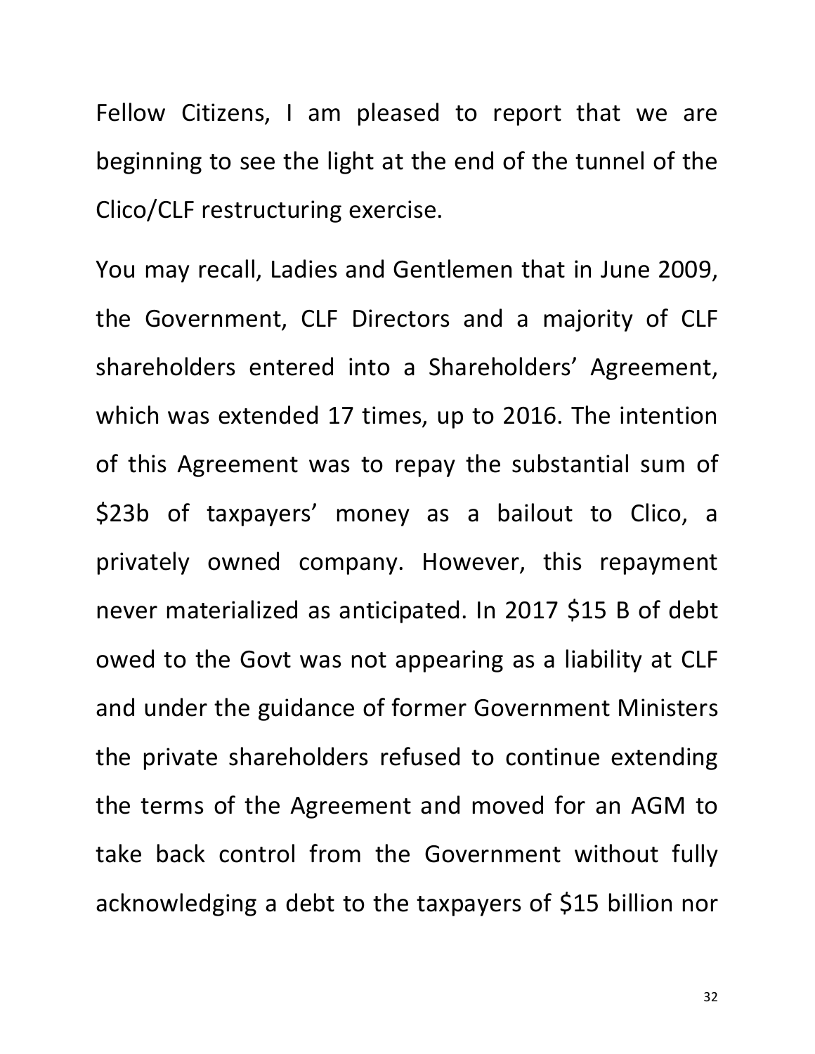Fellow Citizens, I am pleased to report that we are beginning to see the light at the end of the tunnel of the Clico/CLF restructuring exercise.

You may recall, Ladies and Gentlemen that in June 2009, the Government, CLF Directors and a majority of CLF shareholders entered into a Shareholders' Agreement, which was extended 17 times, up to 2016. The intention of this Agreement was to repay the substantial sum of $23b of taxpayers' money as a bailout to Clico, a privately owned company. However, this repayment never materialized as anticipated. In 2017 $15 B of debt owed to the Govt was not appearing as a liability at CLF and under the guidance of former Government Ministers the private shareholders refused to continue extending the terms of the Agreement and moved for an AGM to take back control from the Government without fully acknowledging a debt to the taxpayers of $15 billion nor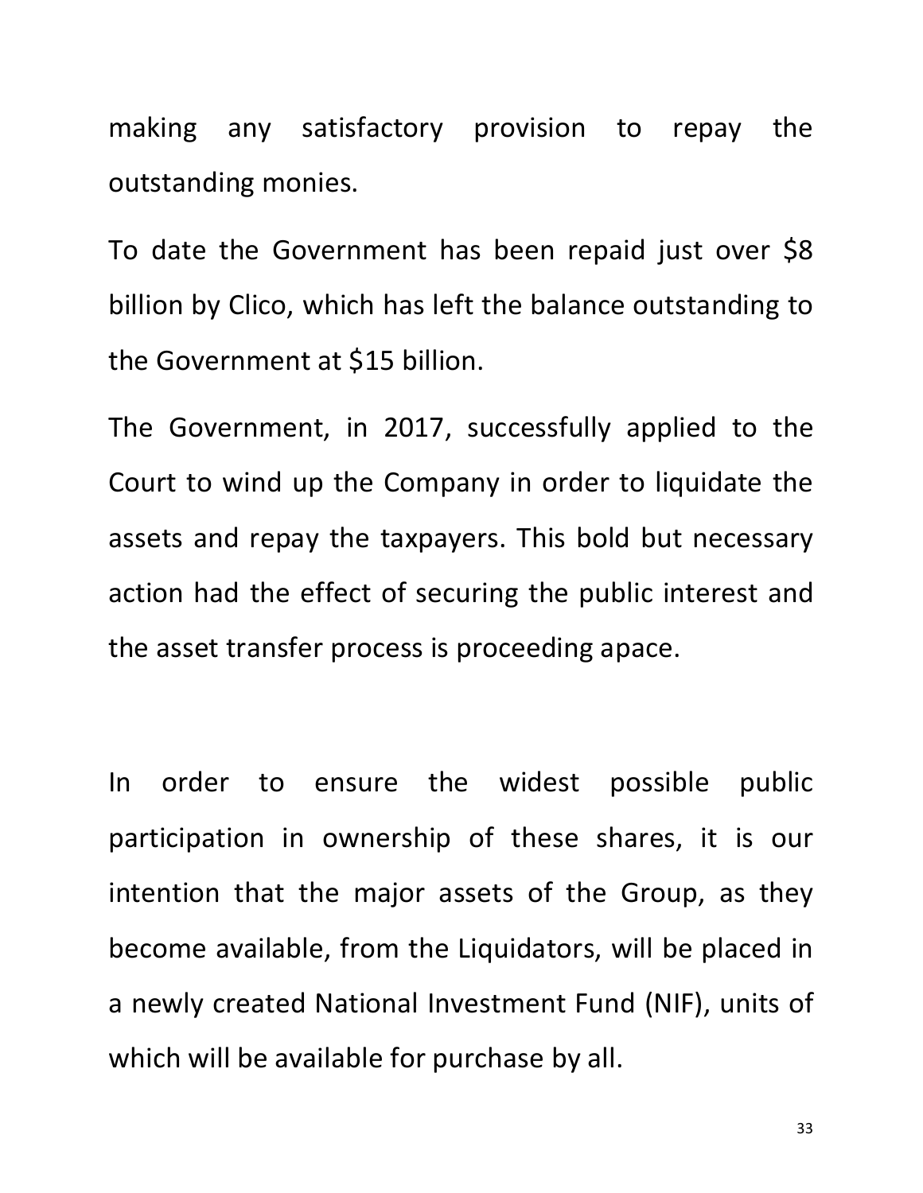making any satisfactory provision to repay the outstanding monies.

To date the Government has been repaid just over $8 billion by Clico, which has left the balance outstanding to the Government at $15 billion.

The Government, in 2017, successfully applied to the Court to wind up the Company in order to liquidate the assets and repay the taxpayers. This bold but necessary action had the effect of securing the public interest and the asset transfer process is proceeding apace.

In order to ensure the widest possible public participation in ownership of these shares, it is our intention that the major assets of the Group, as they become available, from the Liquidators, will be placed in a newly created National Investment Fund (NIF), units of which will be available for purchase by all.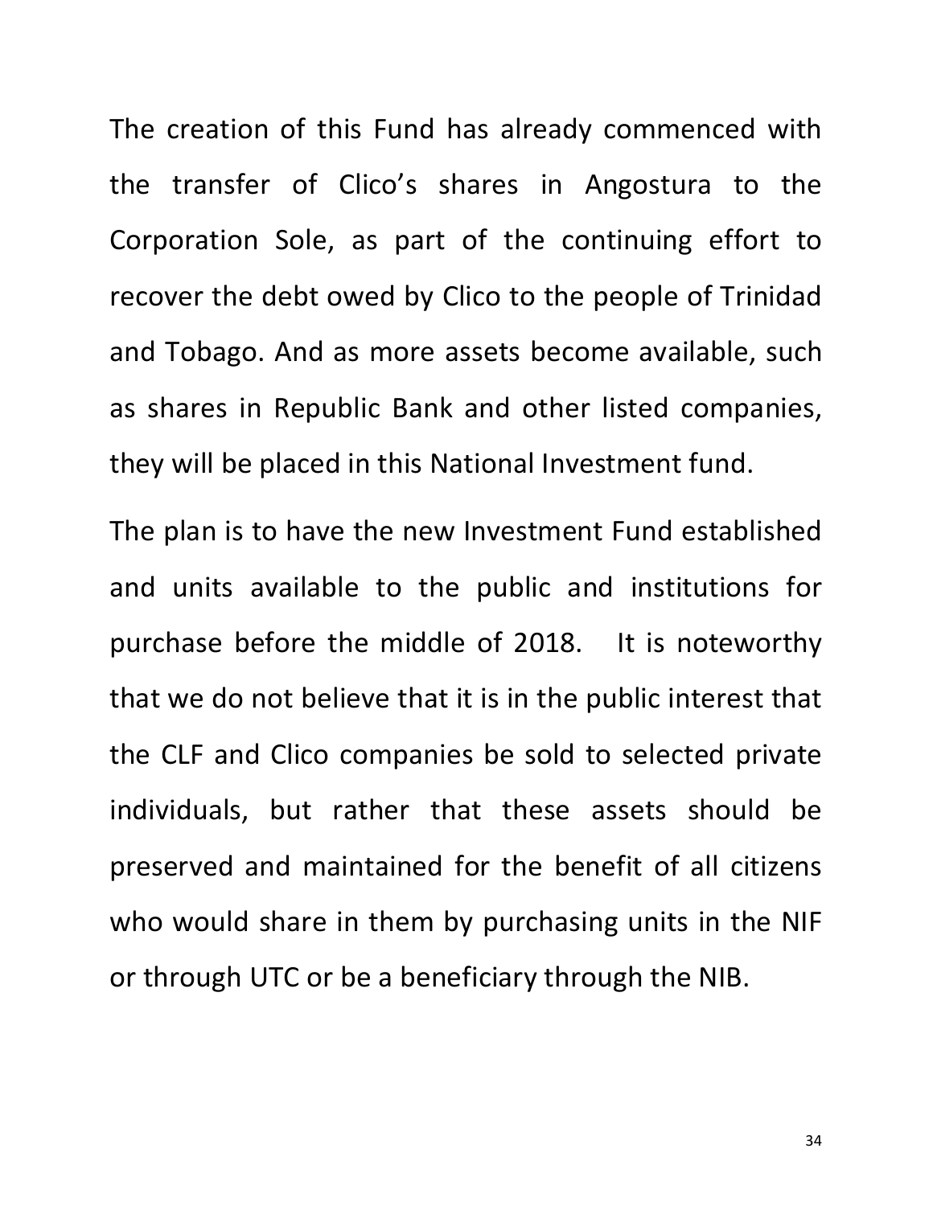The creation of this Fund has already commenced with the transfer of Clico's shares in Angostura to the Corporation Sole, as part of the continuing effort to recover the debt owed by Clico to the people of Trinidad and Tobago. And as more assets become available, such as shares in Republic Bank and other listed companies, they will be placed in this National Investment fund.

The plan is to have the new Investment Fund established and units available to the public and institutions for purchase before the middle of 2018. It is noteworthy that we do not believe that it is in the public interest that the CLF and Clico companies be sold to selected private individuals, but rather that these assets should be preserved and maintained for the benefit of all citizens who would share in them by purchasing units in the NIF or through UTC or be a beneficiary through the NIB.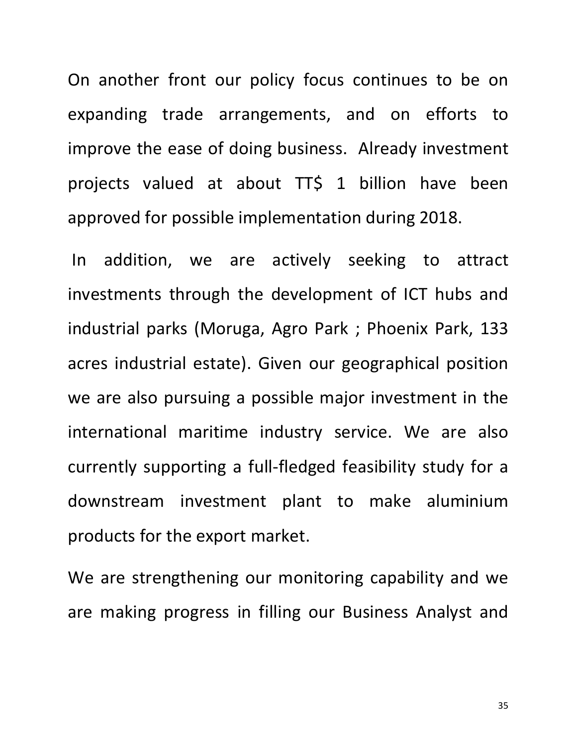On another front our policy focus continues to be on expanding trade arrangements, and on efforts to improve the ease of doing business. Already investment projects valued at about TT$ 1 billion have been approved for possible implementation during 2018.

In addition, we are actively seeking to attract investments through the development of ICT hubs and industrial parks (Moruga, Agro Park ; Phoenix Park, 133 acres industrial estate). Given our geographical position we are also pursuing a possible major investment in the international maritime industry service. We are also currently supporting a full-fledged feasibility study for a downstream investment plant to make aluminium products for the export market.

We are strengthening our monitoring capability and we are making progress in filling our Business Analyst and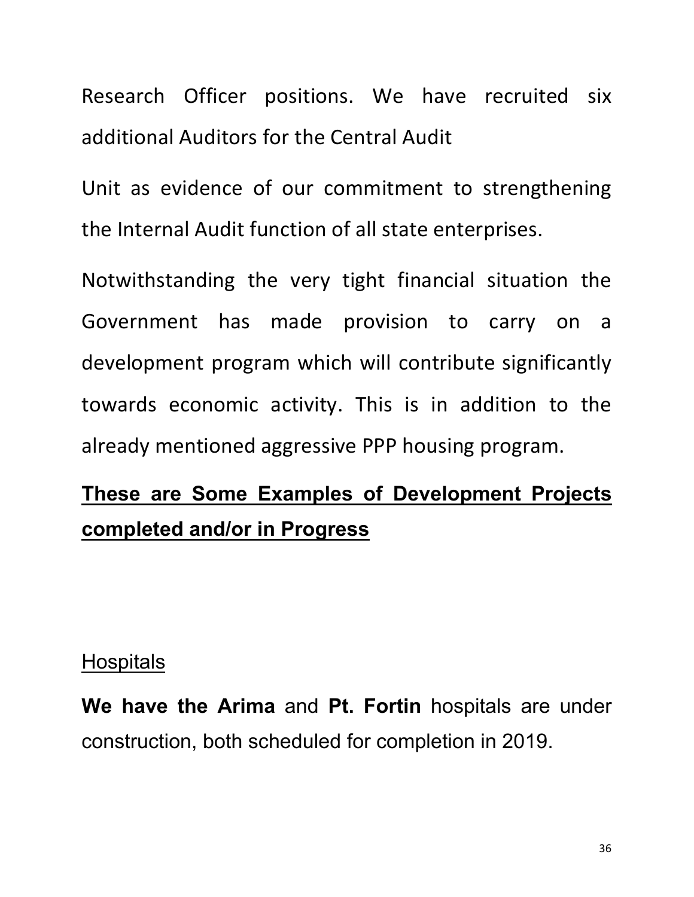Research Officer positions. We have recruited six additional Auditors for the Central Audit

Unit as evidence of our commitment to strengthening the Internal Audit function of all state enterprises.

Notwithstanding the very tight financial situation the Government has made provision to carry on a development program which will contribute significantly towards economic activity. This is in addition to the already mentioned aggressive PPP housing program.

## **<u>These are Some Examples of Development Projects completed and/or in Progress</u>**

<u>Hospitals</u>

**We have the Arima** and **Pt. Fortin** hospitals are under construction, both scheduled for completion in 2019.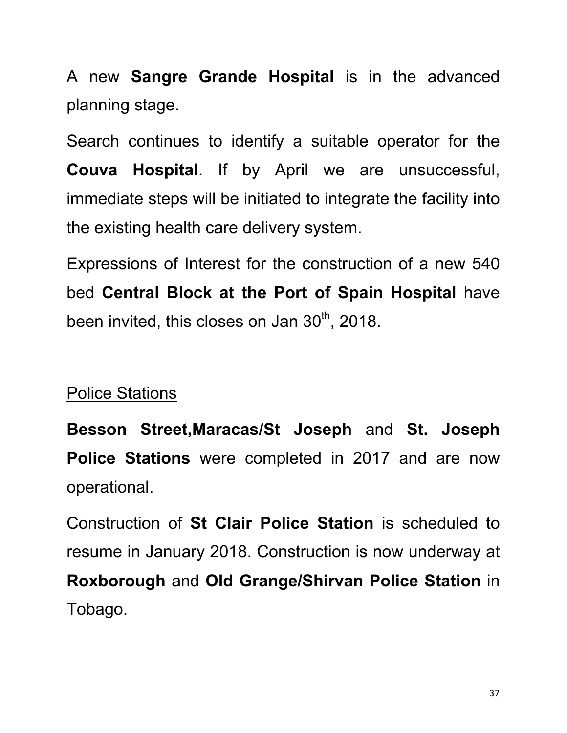A new **Sangre Grande Hospital** is in the advanced planning stage.

Search continues to identify a suitable operator for the **Couva Hospital**. If by April we are unsuccessful, immediate steps will be initiated to integrate the facility into the existing health care delivery system.

Expressions of Interest for the construction of a new 540 bed **Central Block at the Port of Spain Hospital** have been invited, this closes on Jan 30th, 2018.

## Police Stations

**Besson Street,Maracas/St Joseph** and **St. Joseph Police Stations** were completed in 2017 and are now operational.

Construction of **St Clair Police Station** is scheduled to resume in January 2018. Construction is now underway at **Roxborough** and **Old Grange/Shirvan Police Station** in Tobago.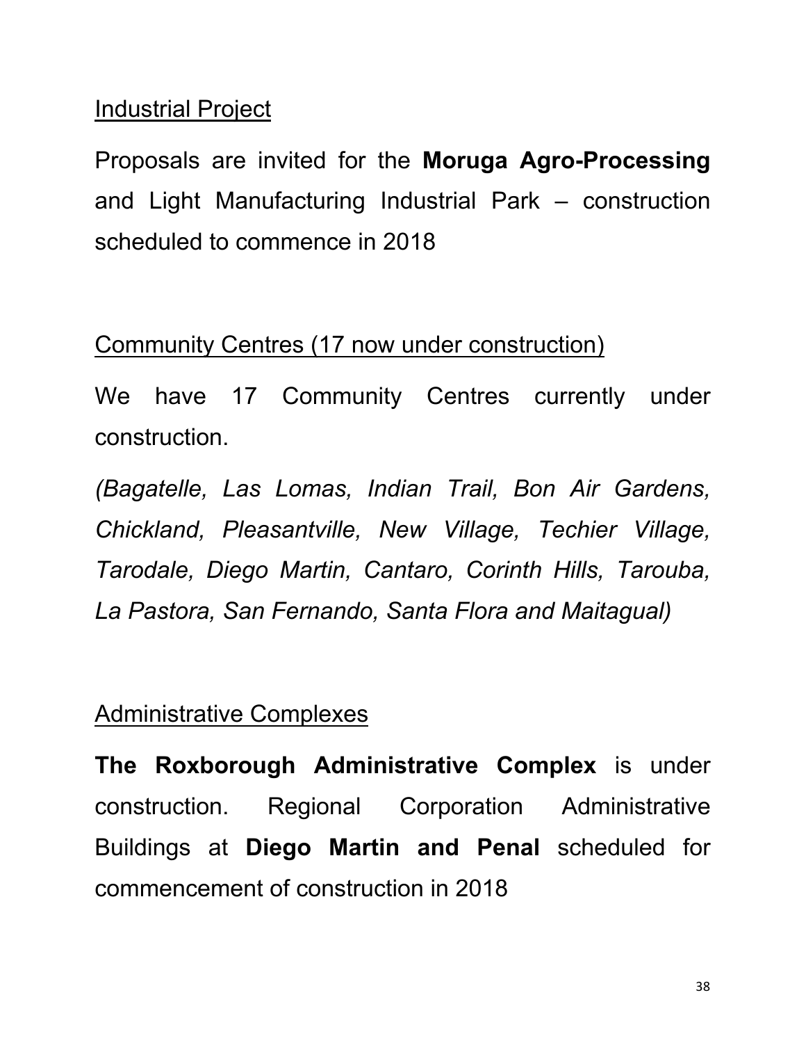<u>Industrial Project</u>

Proposals are invited for the **Moruga Agro-Processing** and Light Manufacturing Industrial Park – construction scheduled to commence in 2018

<u>Community Centres (17 now under construction)</u>

We have 17 Community Centres currently under construction.

*(Bagatelle, Las Lomas, Indian Trail, Bon Air Gardens, Chickland, Pleasantville, New Village, Techier Village, Tarodale, Diego Martin, Cantaro, Corinth Hills, Tarouba, La Pastora, San Fernando, Santa Flora and Maitagual)*

<u>Administrative Complexes</u>

**The Roxborough Administrative Complex** is under construction. Regional Corporation Administrative Buildings at **Diego Martin and Penal** scheduled for commencement of construction in 2018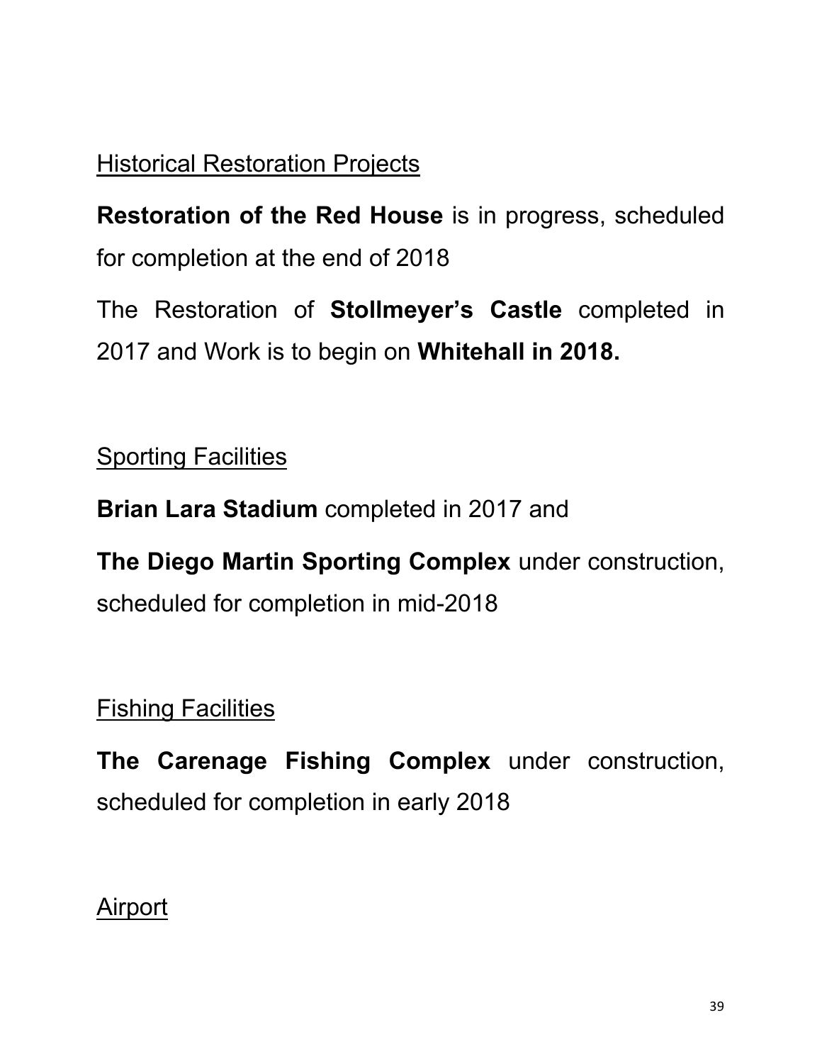Historical Restoration Projects

**Restoration of the Red House** is in progress, scheduled for completion at the end of 2018

The Restoration of **Stollmeyer's Castle** completed in 2017 and Work is to begin on **Whitehall in 2018.**

Sporting Facilities

**Brian Lara Stadium** completed in 2017 and

**The Diego Martin Sporting Complex** under construction, scheduled for completion in mid-2018

Fishing Facilities

**The Carenage Fishing Complex** under construction, scheduled for completion in early 2018

Airport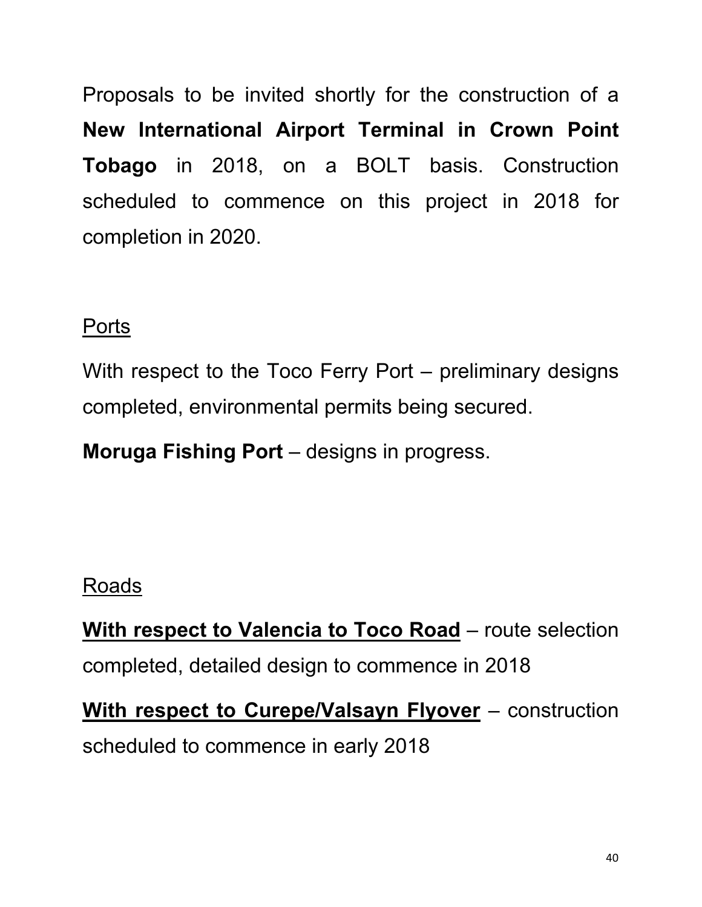Proposals to be invited shortly for the construction of a **New International Airport Terminal in Crown Point Tobago** in 2018, on a BOLT basis. Construction scheduled to commence on this project in 2018 for completion in 2020.

<u>Ports</u>

With respect to the Toco Ferry Port – preliminary designs completed, environmental permits being secured.

**Moruga Fishing Port** – designs in progress.

<u>Roads</u>

**<u>With respect to Valencia to Toco Road</u>** – route selection completed, detailed design to commence in 2018

**<u>With respect to Curepe/Valsayn Flyover</u>** – construction scheduled to commence in early 2018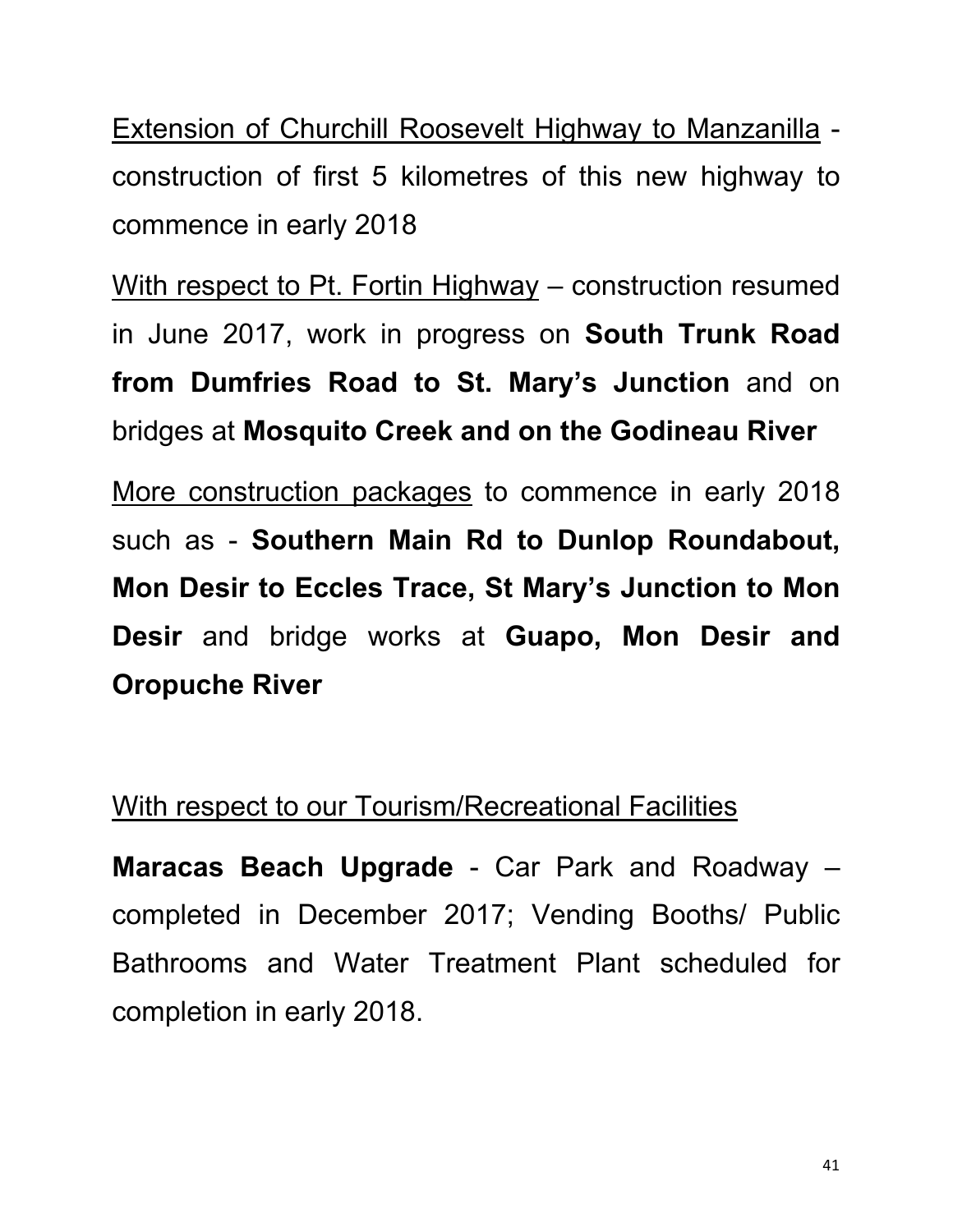<u>Extension of Churchill Roosevelt Highway to Manzanilla</u> - construction of first 5 kilometres of this new highway to commence in early 2018

<u>With respect to Pt. Fortin Highway</u> – construction resumed in June 2017, work in progress on **South Trunk Road from Dumfries Road to St. Mary's Junction** and on bridges at **Mosquito Creek and on the Godineau River**

<u>More construction packages</u> to commence in early 2018 such as - **Southern Main Rd to Dunlop Roundabout, Mon Desir to Eccles Trace, St Mary's Junction to Mon Desir** and bridge works at **Guapo, Mon Desir and Oropuche River**

<u>With respect to our Tourism/Recreational Facilities</u>

**Maracas Beach Upgrade** - Car Park and Roadway – completed in December 2017; Vending Booths/ Public Bathrooms and Water Treatment Plant scheduled for completion in early 2018.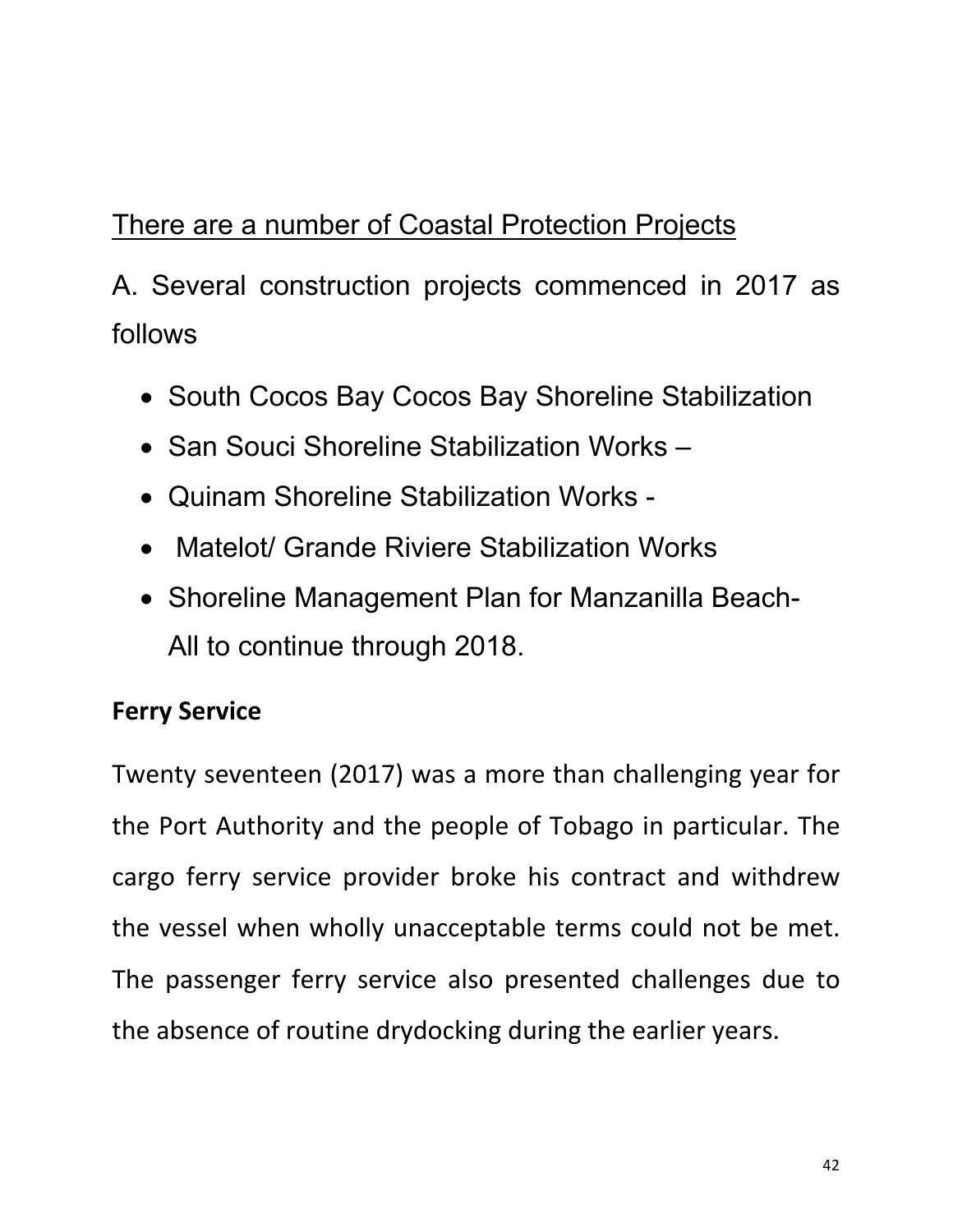There are a number of Coastal Protection Projects

A. Several construction projects commenced in 2017 as follows

- South Cocos Bay Cocos Bay Shoreline Stabilization
- San Souci Shoreline Stabilization Works –
- Quinam Shoreline Stabilization Works -
- Matelot/ Grande Riviere Stabilization Works
- Shoreline Management Plan for Manzanilla Beach- All to continue through 2018.

**Ferry Service**

Twenty seventeen (2017) was a more than challenging year for the Port Authority and the people of Tobago in particular. The cargo ferry service provider broke his contract and withdrew the vessel when wholly unacceptable terms could not be met. The passenger ferry service also presented challenges due to the absence of routine drydocking during the earlier years.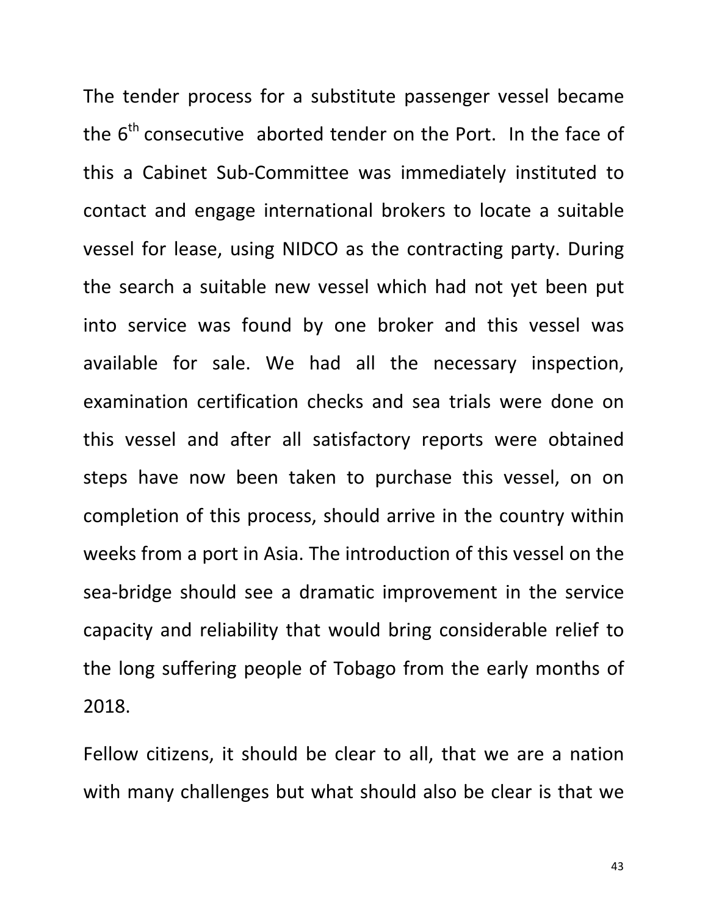The tender process for a substitute passenger vessel became the 6th consecutive aborted tender on the Port. In the face of this a Cabinet Sub-Committee was immediately instituted to contact and engage international brokers to locate a suitable vessel for lease, using NIDCO as the contracting party. During the search a suitable new vessel which had not yet been put into service was found by one broker and this vessel was available for sale. We had all the necessary inspection, examination certification checks and sea trials were done on this vessel and after all satisfactory reports were obtained steps have now been taken to purchase this vessel, on on completion of this process, should arrive in the country within weeks from a port in Asia. The introduction of this vessel on the sea-bridge should see a dramatic improvement in the service capacity and reliability that would bring considerable relief to the long suffering people of Tobago from the early months of 2018.

Fellow citizens, it should be clear to all, that we are a nation with many challenges but what should also be clear is that we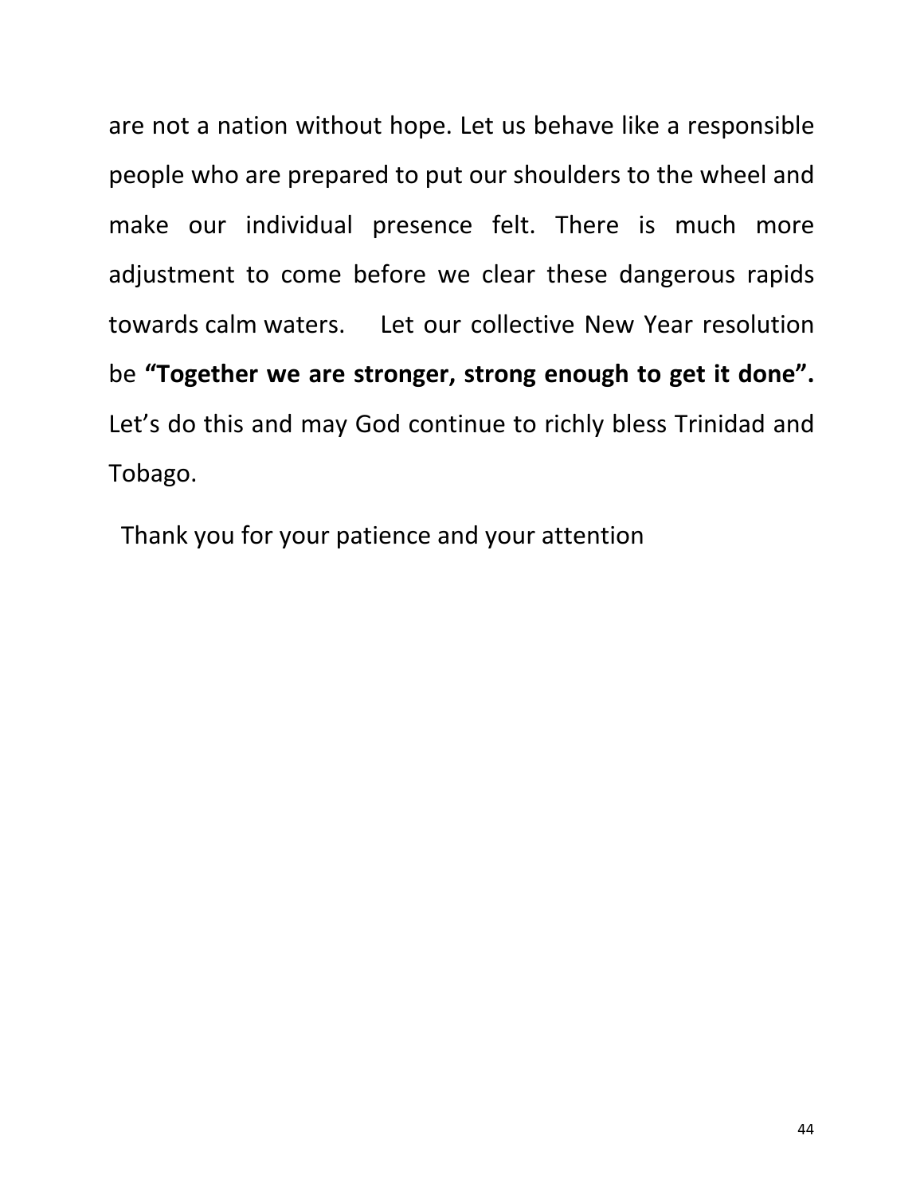are not a nation without hope. Let us behave like a responsible people who are prepared to put our shoulders to the wheel and make our individual presence felt. There is much more adjustment to come before we clear these dangerous rapids towards calm waters. Let our collective New Year resolution be **“Together we are stronger, strong enough to get it done”.** Let’s do this and may God continue to richly bless Trinidad and Tobago.

Thank you for your patience and your attention